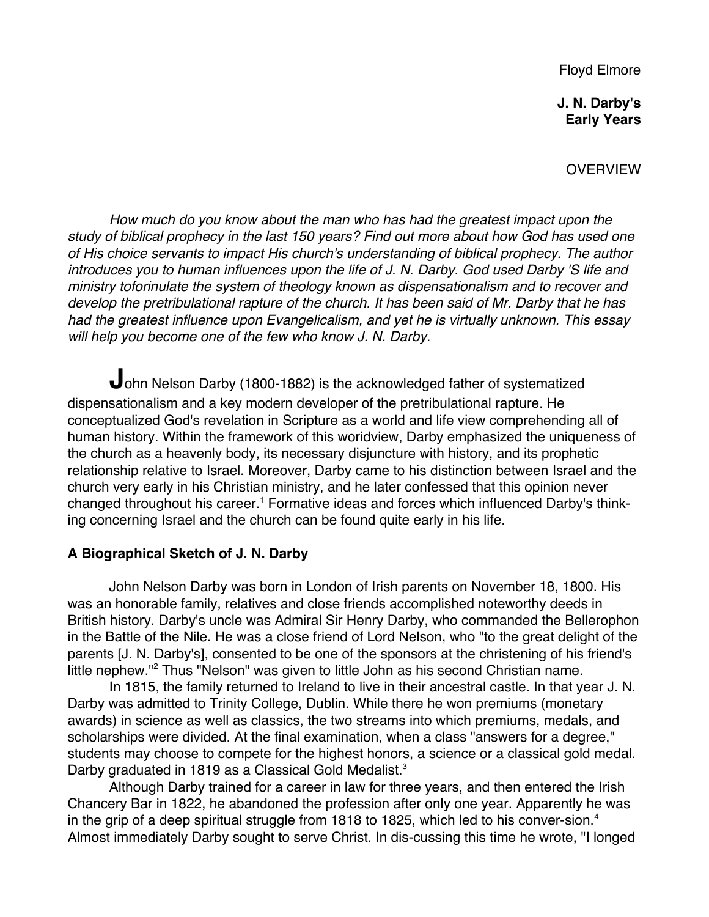Floyd Elmore

**J. N. Darby's Early Years**

OVERVIEW

*How much do you know about the man who has had the greatest impact upon the study of biblical prophecy in the last 150 years? Find out more about how God has used one of His choice servants to impact His church's understanding of biblical prophecy. The author introduces you to human influences upon the life of J. N. Darby. God used Darby 'S life and ministry toforinulate the system of theology known as dispensationalism and to recover and develop the pretribulational rapture of the church. It has been said of Mr. Darby that he has had the greatest influence upon Evangelicalism, and yet he is virtually unknown. This essay will help you become one of the few who know J. N. Darby.*

**J**ohn Nelson Darby (1800-1882) is the acknowledged father of systematized dispensationalism and a key modern developer of the pretribulational rapture. He conceptualized God's revelation in Scripture as a world and life view comprehending all of human history. Within the framework of this woridview, Darby emphasized the uniqueness of the church as a heavenly body, its necessary disjuncture with history, and its prophetic relationship relative to Israel. Moreover, Darby came to his distinction between Israel and the church very early in his Christian ministry, and he later confessed that this opinion never changed throughout his career.[1] Formative ideas and forces which influenced Darby's thinking concerning Israel and the church can be found quite early in his life.

### A Biographical Sketch of J. N. Darby

John Nelson Darby was born in London of Irish parents on November 18, 1800. His was an honorable family, relatives and close friends accomplished noteworthy deeds in British history. Darby's uncle was Admiral Sir Henry Darby, who commanded the Bellerophon in the Battle of the Nile. He was a close friend of Lord Nelson, who "to the great delight of the parents [J. N. Darby's], consented to be one of the sponsors at the christening of his friend's little nephew."[2] Thus "Nelson" was given to little John as his second Christian name.

In 1815, the family returned to Ireland to live in their ancestral castle. In that year J. N. Darby was admitted to Trinity College, Dublin. While there he won premiums (monetary awards) in science as well as classics, the two streams into which premiums, medals, and scholarships were divided. At the final examination, when a class "answers for a degree," students may choose to compete for the highest honors, a science or a classical gold medal. Darby graduated in 1819 as a Classical Gold Medalist.[3]

Although Darby trained for a career in law for three years, and then entered the Irish Chancery Bar in 1822, he abandoned the profession after only one year. Apparently he was in the grip of a deep spiritual struggle from 1818 to 1825, which led to his conver-sion.[4] Almost immediately Darby sought to serve Christ. In dis-cussing this time he wrote, "I longed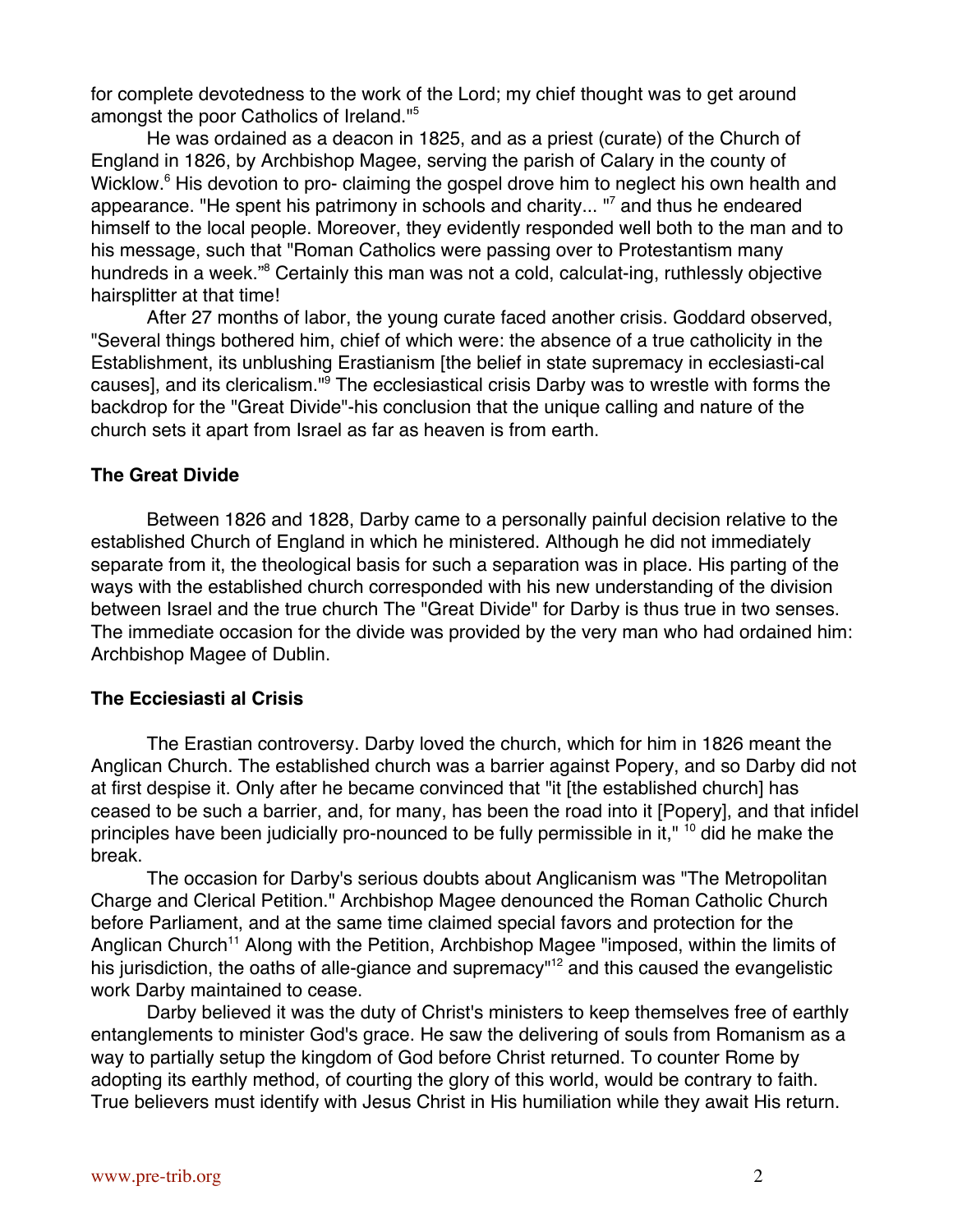for complete devotedness to the work of the Lord; my chief thought was to get around amongst the poor Catholics of Ireland."[5]

He was ordained as a deacon in 1825, and as a priest (curate) of the Church of England in 1826, by Archbishop Magee, serving the parish of Calary in the county of Wicklow.[6] His devotion to pro- claiming the gospel drove him to neglect his own health and appearance. "He spent his patrimony in schools and charity... "[7] and thus he endeared himself to the local people. Moreover, they evidently responded well both to the man and to his message, such that "Roman Catholics were passing over to Protestantism many hundreds in a week."[8] Certainly this man was not a cold, calculat-ing, ruthlessly objective hairsplitter at that time!

After 27 months of labor, the young curate faced another crisis. Goddard observed, "Several things bothered him, chief of which were: the absence of a true catholicity in the Establishment, its unblushing Erastianism [the belief in state supremacy in ecclesiasti-cal causes], and its clericalism."[9] The ecclesiastical crisis Darby was to wrestle with forms the backdrop for the "Great Divide"-his conclusion that the unique calling and nature of the church sets it apart from Israel as far as heaven is from earth.

### The Great Divide

Between 1826 and 1828, Darby came to a personally painful decision relative to the established Church of England in which he ministered. Although he did not immediately separate from it, the theological basis for such a separation was in place. His parting of the ways with the established church corresponded with his new understanding of the division between Israel and the true church The "Great Divide" for Darby is thus true in two senses. The immediate occasion for the divide was provided by the very man who had ordained him: Archbishop Magee of Dublin.

### The Ecciesiasti al Crisis

The Erastian controversy. Darby loved the church, which for him in 1826 meant the Anglican Church. The established church was a barrier against Popery, and so Darby did not at first despise it. Only after he became convinced that "it [the established church] has ceased to be such a barrier, and, for many, has been the road into it [Popery], and that infidel principles have been judicially pro-nounced to be fully permissible in it," [10] did he make the break.

The occasion for Darby's serious doubts about Anglicanism was "The Metropolitan Charge and Clerical Petition." Archbishop Magee denounced the Roman Catholic Church before Parliament, and at the same time claimed special favors and protection for the Anglican Church[11] Along with the Petition, Archbishop Magee "imposed, within the limits of his jurisdiction, the oaths of alle-giance and supremacy"[12] and this caused the evangelistic work Darby maintained to cease.

Darby believed it was the duty of Christ's ministers to keep themselves free of earthly entanglements to minister God's grace. He saw the delivering of souls from Romanism as a way to partially setup the kingdom of God before Christ returned. To counter Rome by adopting its earthly method, of courting the glory of this world, would be contrary to faith. True believers must identify with Jesus Christ in His humiliation while they await His return.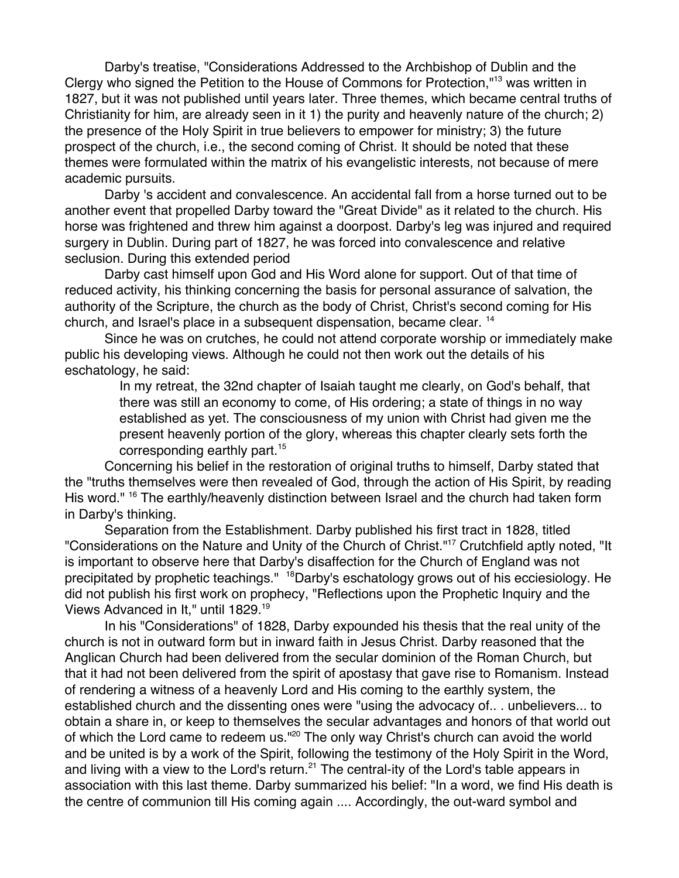Darby's treatise, "Considerations Addressed to the Archbishop of Dublin and the Clergy who signed the Petition to the House of Commons for Protection,"[13] was written in 1827, but it was not published until years later. Three themes, which became central truths of Christianity for him, are already seen in it 1) the purity and heavenly nature of the church; 2) the presence of the Holy Spirit in true believers to empower for ministry; 3) the future prospect of the church, i.e., the second coming of Christ. It should be noted that these themes were formulated within the matrix of his evangelistic interests, not because of mere academic pursuits.

Darby 's accident and convalescence. An accidental fall from a horse turned out to be another event that propelled Darby toward the "Great Divide" as it related to the church. His horse was frightened and threw him against a doorpost. Darby's leg was injured and required surgery in Dublin. During part of 1827, he was forced into convalescence and relative seclusion. During this extended period

Darby cast himself upon God and His Word alone for support. Out of that time of reduced activity, his thinking concerning the basis for personal assurance of salvation, the authority of the Scripture, the church as the body of Christ, Christ's second coming for His church, and Israel's place in a subsequent dispensation, became clear. [14]

Since he was on crutches, he could not attend corporate worship or immediately make public his developing views. Although he could not then work out the details of his eschatology, he said:

> In my retreat, the 32nd chapter of Isaiah taught me clearly, on God's behalf, that there was still an economy to come, of His ordering; a state of things in no way established as yet. The consciousness of my union with Christ had given me the present heavenly portion of the glory, whereas this chapter clearly sets forth the corresponding earthly part.[15]

Concerning his belief in the restoration of original truths to himself, Darby stated that the "truths themselves were then revealed of God, through the action of His Spirit, by reading His word." [16] The earthly/heavenly distinction between Israel and the church had taken form in Darby's thinking.

Separation from the Establishment. Darby published his first tract in 1828, titled "Considerations on the Nature and Unity of the Church of Christ."[17] Crutchfield aptly noted, "It is important to observe here that Darby's disaffection for the Church of England was not precipitated by prophetic teachings." [18]Darby's eschatology grows out of his ecciesiology. He did not publish his first work on prophecy, "Reflections upon the Prophetic Inquiry and the Views Advanced in It," until 1829.[19]

In his "Considerations" of 1828, Darby expounded his thesis that the real unity of the church is not in outward form but in inward faith in Jesus Christ. Darby reasoned that the Anglican Church had been delivered from the secular dominion of the Roman Church, but that it had not been delivered from the spirit of apostasy that gave rise to Romanism. Instead of rendering a witness of a heavenly Lord and His coming to the earthly system, the established church and the dissenting ones were "using the advocacy of.. . unbelievers... to obtain a share in, or keep to themselves the secular advantages and honors of that world out of which the Lord came to redeem us."[20] The only way Christ's church can avoid the world and be united is by a work of the Spirit, following the testimony of the Holy Spirit in the Word, and living with a view to the Lord's return.[21] The central-ity of the Lord's table appears in association with this last theme. Darby summarized his belief: "In a word, we find His death is the centre of communion till His coming again .... Accordingly, the out-ward symbol and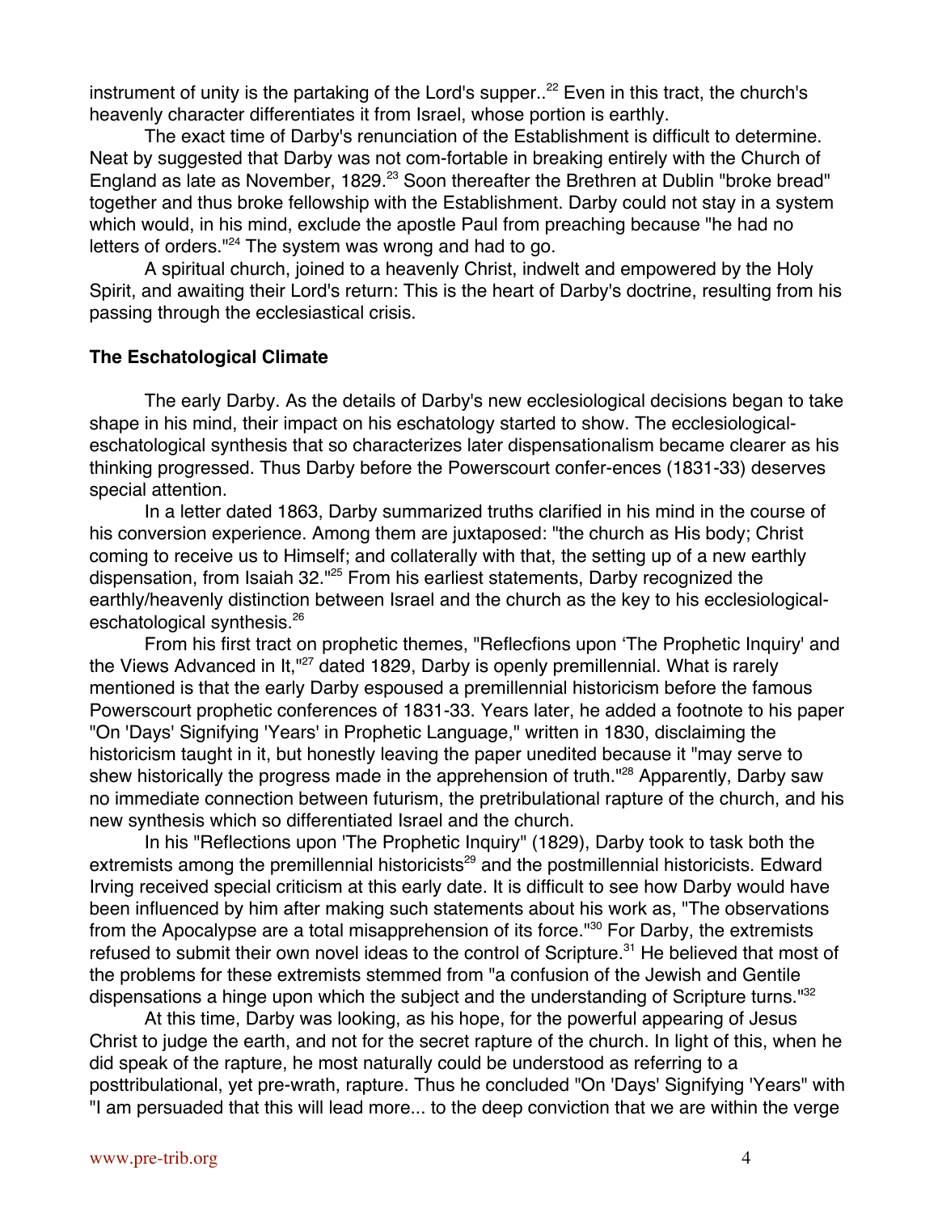instrument of unity is the partaking of the Lord's supper..[22] Even in this tract, the church's heavenly character differentiates it from Israel, whose portion is earthly.

The exact time of Darby's renunciation of the Establishment is difficult to determine. Neat by suggested that Darby was not com-fortable in breaking entirely with the Church of England as late as November, 1829.[23] Soon thereafter the Brethren at Dublin "broke bread" together and thus broke fellowship with the Establishment. Darby could not stay in a system which would, in his mind, exclude the apostle Paul from preaching because "he had no letters of orders."[24] The system was wrong and had to go.

A spiritual church, joined to a heavenly Christ, indwelt and empowered by the Holy Spirit, and awaiting their Lord's return: This is the heart of Darby's doctrine, resulting from his passing through the ecclesiastical crisis.

### The Eschatological Climate

The early Darby. As the details of Darby's new ecclesiological decisions began to take shape in his mind, their impact on his eschatology started to show. The ecclesiological-eschatological synthesis that so characterizes later dispensationalism became clearer as his thinking progressed. Thus Darby before the Powerscourt confer-ences (1831-33) deserves special attention.

In a letter dated 1863, Darby summarized truths clarified in his mind in the course of his conversion experience. Among them are juxtaposed: "the church as His body; Christ coming to receive us to Himself; and collaterally with that, the setting up of a new earthly dispensation, from Isaiah 32."[25] From his earliest statements, Darby recognized the earthly/heavenly distinction between Israel and the church as the key to his ecclesiological-eschatological synthesis.[26]

From his first tract on prophetic themes, "Reflecfions upon 'The Prophetic Inquiry' and the Views Advanced in It,"[27] dated 1829, Darby is openly premillennial. What is rarely mentioned is that the early Darby espoused a premillennial historicism before the famous Powerscourt prophetic conferences of 1831-33. Years later, he added a footnote to his paper "On 'Days' Signifying 'Years' in Prophetic Language," written in 1830, disclaiming the historicism taught in it, but honestly leaving the paper unedited because it "may serve to shew historically the progress made in the apprehension of truth."[28] Apparently, Darby saw no immediate connection between futurism, the pretribulational rapture of the church, and his new synthesis which so differentiated Israel and the church.

In his "Reflections upon 'The Prophetic Inquiry" (1829), Darby took to task both the extremists among the premillennial historicists[29] and the postmillennial historicists. Edward Irving received special criticism at this early date. It is difficult to see how Darby would have been influenced by him after making such statements about his work as, "The observations from the Apocalypse are a total misapprehension of its force."[30] For Darby, the extremists refused to submit their own novel ideas to the control of Scripture.[31] He believed that most of the problems for these extremists stemmed from "a confusion of the Jewish and Gentile dispensations a hinge upon which the subject and the understanding of Scripture turns."[32]

At this time, Darby was looking, as his hope, for the powerful appearing of Jesus Christ to judge the earth, and not for the secret rapture of the church. In light of this, when he did speak of the rapture, he most naturally could be understood as referring to a posttribulational, yet pre-wrath, rapture. Thus he concluded "On 'Days' Signifying 'Years" with "I am persuaded that this will lead more... to the deep conviction that we are within the verge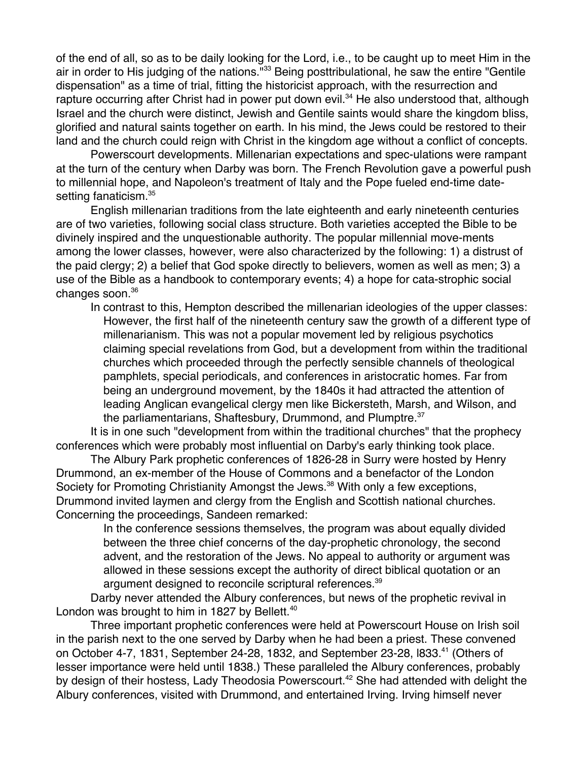of the end of all, so as to be daily looking for the Lord, i.e., to be caught up to meet Him in the air in order to His judging of the nations."[33] Being posttribulational, he saw the entire "Gentile dispensation" as a time of trial, fitting the historicist approach, with the resurrection and rapture occurring after Christ had in power put down evil.[34] He also understood that, although Israel and the church were distinct, Jewish and Gentile saints would share the kingdom bliss, glorified and natural saints together on earth. In his mind, the Jews could be restored to their land and the church could reign with Christ in the kingdom age without a conflict of concepts.

Powerscourt developments. Millenarian expectations and spec-ulations were rampant at the turn of the century when Darby was born. The French Revolution gave a powerful push to millennial hope, and Napoleon's treatment of Italy and the Pope fueled end-time date-setting fanaticism.[35]

English millenarian traditions from the late eighteenth and early nineteenth centuries are of two varieties, following social class structure. Both varieties accepted the Bible to be divinely inspired and the unquestionable authority. The popular millennial move-ments among the lower classes, however, were also characterized by the following: 1) a distrust of the paid clergy; 2) a belief that God spoke directly to believers, women as well as men; 3) a use of the Bible as a handbook to contemporary events; 4) a hope for cata-strophic social changes soon.[36]

In contrast to this, Hempton described the millenarian ideologies of the upper classes:

> However, the first half of the nineteenth century saw the growth of a different type of millenarianism. This was not a popular movement led by religious psychotics claiming special revelations from God, but a development from within the traditional churches which proceeded through the perfectly sensible channels of theological pamphlets, special periodicals, and conferences in aristocratic homes. Far from being an underground movement, by the 1840s it had attracted the attention of leading Anglican evangelical clergy men like Bickersteth, Marsh, and Wilson, and the parliamentarians, Shaftesbury, Drummond, and Plumptre.[37]

It is in one such "development from within the traditional churches" that the prophecy conferences which were probably most influential on Darby's early thinking took place.

The Albury Park prophetic conferences of 1826-28 in Surry were hosted by Henry Drummond, an ex-member of the House of Commons and a benefactor of the London Society for Promoting Christianity Amongst the Jews.[38] With only a few exceptions, Drummond invited laymen and clergy from the English and Scottish national churches. Concerning the proceedings, Sandeen remarked:

> In the conference sessions themselves, the program was about equally divided between the three chief concerns of the day-prophetic chronology, the second advent, and the restoration of the Jews. No appeal to authority or argument was allowed in these sessions except the authority of direct biblical quotation or an argument designed to reconcile scriptural references.[39]

Darby never attended the Albury conferences, but news of the prophetic revival in London was brought to him in 1827 by Bellett.[40]

Three important prophetic conferences were held at Powerscourt House on Irish soil in the parish next to the one served by Darby when he had been a priest. These convened on October 4-7, 1831, September 24-28, 1832, and September 23-28, l833.[41] (Others of lesser importance were held until 1838.) These paralleled the Albury conferences, probably by design of their hostess, Lady Theodosia Powerscourt.[42] She had attended with delight the Albury conferences, visited with Drummond, and entertained Irving. Irving himself never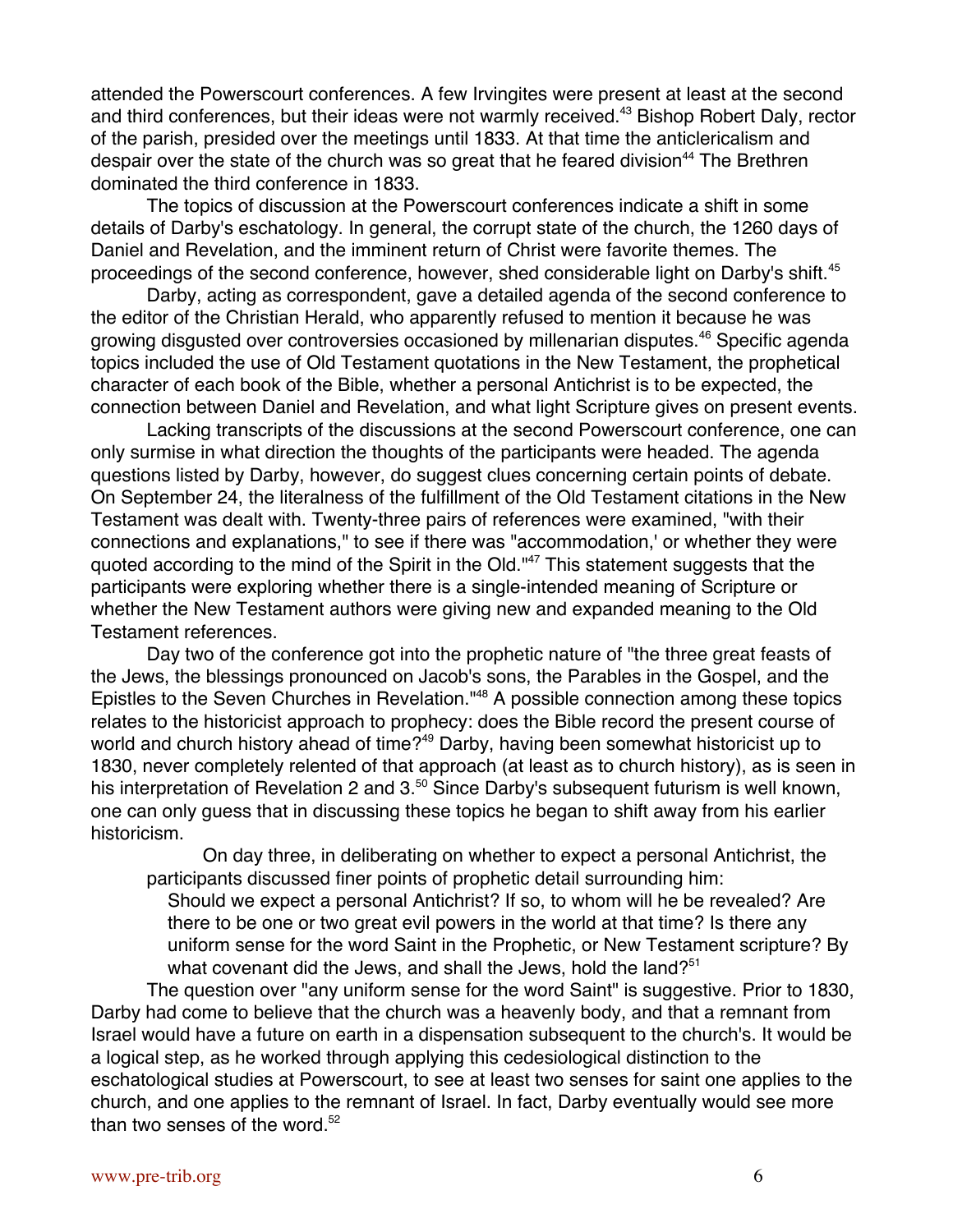attended the Powerscourt conferences. A few Irvingites were present at least at the second and third conferences, but their ideas were not warmly received.[43] Bishop Robert Daly, rector of the parish, presided over the meetings until 1833. At that time the anticlericalism and despair over the state of the church was so great that he feared division[44] The Brethren dominated the third conference in 1833.

The topics of discussion at the Powerscourt conferences indicate a shift in some details of Darby's eschatology. In general, the corrupt state of the church, the 1260 days of Daniel and Revelation, and the imminent return of Christ were favorite themes. The proceedings of the second conference, however, shed considerable light on Darby's shift.[45]

Darby, acting as correspondent, gave a detailed agenda of the second conference to the editor of the Christian Herald, who apparently refused to mention it because he was growing disgusted over controversies occasioned by millenarian disputes.[46] Specific agenda topics included the use of Old Testament quotations in the New Testament, the prophetical character of each book of the Bible, whether a personal Antichrist is to be expected, the connection between Daniel and Revelation, and what light Scripture gives on present events.

Lacking transcripts of the discussions at the second Powerscourt conference, one can only surmise in what direction the thoughts of the participants were headed. The agenda questions listed by Darby, however, do suggest clues concerning certain points of debate. On September 24, the literalness of the fulfillment of the Old Testament citations in the New Testament was dealt with. Twenty-three pairs of references were examined, "with their connections and explanations," to see if there was "accommodation,' or whether they were quoted according to the mind of the Spirit in the Old."[47] This statement suggests that the participants were exploring whether there is a single-intended meaning of Scripture or whether the New Testament authors were giving new and expanded meaning to the Old Testament references.

Day two of the conference got into the prophetic nature of "the three great feasts of the Jews, the blessings pronounced on Jacob's sons, the Parables in the Gospel, and the Epistles to the Seven Churches in Revelation."[48] A possible connection among these topics relates to the historicist approach to prophecy: does the Bible record the present course of world and church history ahead of time?[49] Darby, having been somewhat historicist up to 1830, never completely relented of that approach (at least as to church history), as is seen in his interpretation of Revelation 2 and 3.[50] Since Darby's subsequent futurism is well known, one can only guess that in discussing these topics he began to shift away from his earlier historicism.

On day three, in deliberating on whether to expect a personal Antichrist, the participants discussed finer points of prophetic detail surrounding him:

> Should we expect a personal Antichrist? If so, to whom will he be revealed? Are there to be one or two great evil powers in the world at that time? Is there any uniform sense for the word Saint in the Prophetic, or New Testament scripture? By what covenant did the Jews, and shall the Jews, hold the land?[51]

The question over "any uniform sense for the word Saint" is suggestive. Prior to 1830, Darby had come to believe that the church was a heavenly body, and that a remnant from Israel would have a future on earth in a dispensation subsequent to the church's. It would be a logical step, as he worked through applying this cedesiological distinction to the eschatological studies at Powerscourt, to see at least two senses for saint one applies to the church, and one applies to the remnant of Israel. In fact, Darby eventually would see more than two senses of the word.[52]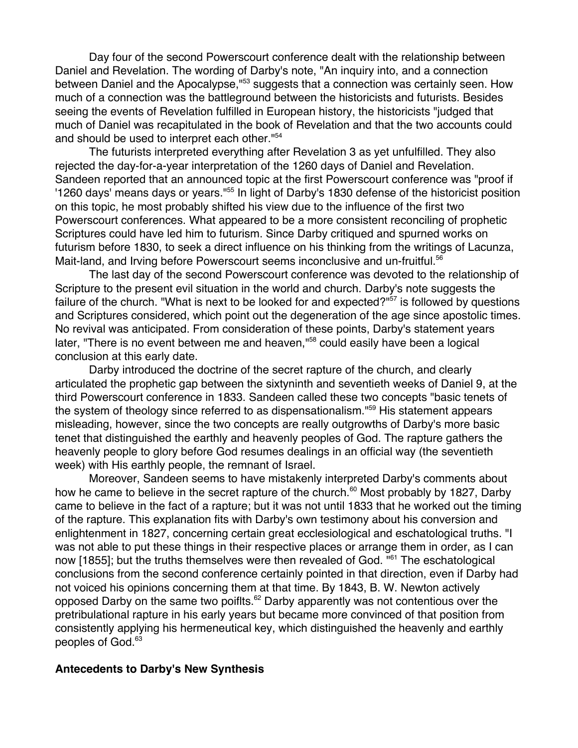Day four of the second Powerscourt conference dealt with the relationship between Daniel and Revelation. The wording of Darby's note, "An inquiry into, and a connection between Daniel and the Apocalypse,"[53] suggests that a connection was certainly seen. How much of a connection was the battleground between the historicists and futurists. Besides seeing the events of Revelation fulfilled in European history, the historicists "judged that much of Daniel was recapitulated in the book of Revelation and that the two accounts could and should be used to interpret each other."[54]

The futurists interpreted everything after Revelation 3 as yet unfulfilled. They also rejected the day-for-a-year interpretation of the 1260 days of Daniel and Revelation. Sandeen reported that an announced topic at the first Powerscourt conference was "proof if '1260 days' means days or years."[55] In light of Darby's 1830 defense of the historicist position on this topic, he most probably shifted his view due to the influence of the first two Powerscourt conferences. What appeared to be a more consistent reconciling of prophetic Scriptures could have led him to futurism. Since Darby critiqued and spurned works on futurism before 1830, to seek a direct influence on his thinking from the writings of Lacunza, Mait-land, and Irving before Powerscourt seems inconclusive and un-fruitful.[56]

The last day of the second Powerscourt conference was devoted to the relationship of Scripture to the present evil situation in the world and church. Darby's note suggests the failure of the church. "What is next to be looked for and expected?"[57] is followed by questions and Scriptures considered, which point out the degeneration of the age since apostolic times. No revival was anticipated. From consideration of these points, Darby's statement years later, "There is no event between me and heaven,"[58] could easily have been a logical conclusion at this early date.

Darby introduced the doctrine of the secret rapture of the church, and clearly articulated the prophetic gap between the sixtyninth and seventieth weeks of Daniel 9, at the third Powerscourt conference in 1833. Sandeen called these two concepts "basic tenets of the system of theology since referred to as dispensationalism."[59] His statement appears misleading, however, since the two concepts are really outgrowths of Darby's more basic tenet that distinguished the earthly and heavenly peoples of God. The rapture gathers the heavenly people to glory before God resumes dealings in an official way (the seventieth week) with His earthly people, the remnant of Israel.

Moreover, Sandeen seems to have mistakenly interpreted Darby's comments about how he came to believe in the secret rapture of the church.[60] Most probably by 1827, Darby came to believe in the fact of a rapture; but it was not until 1833 that he worked out the timing of the rapture. This explanation fits with Darby's own testimony about his conversion and enlightenment in 1827, concerning certain great ecclesiological and eschatological truths. "I was not able to put these things in their respective places or arrange them in order, as I can now [1855]; but the truths themselves were then revealed of God. "[61] The eschatological conclusions from the second conference certainly pointed in that direction, even if Darby had not voiced his opinions concerning them at that time. By 1843, B. W. Newton actively opposed Darby on the same two poiflts.[62] Darby apparently was not contentious over the pretribulational rapture in his early years but became more convinced of that position from consistently applying his hermeneutical key, which distinguished the heavenly and earthly peoples of God.[63]

**Antecedents to Darby's New Synthesis**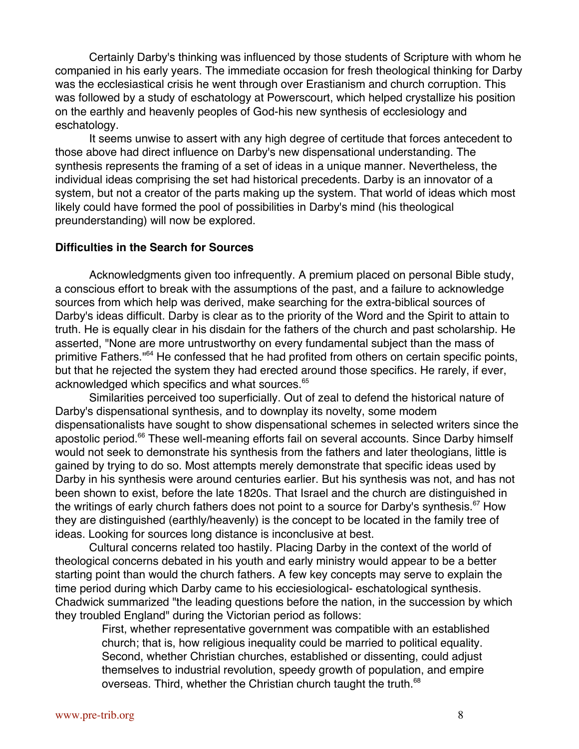Certainly Darby's thinking was influenced by those students of Scripture with whom he companied in his early years. The immediate occasion for fresh theological thinking for Darby was the ecclesiastical crisis he went through over Erastianism and church corruption. This was followed by a study of eschatology at Powerscourt, which helped crystallize his position on the earthly and heavenly peoples of God-his new synthesis of ecclesiology and eschatology.

It seems unwise to assert with any high degree of certitude that forces antecedent to those above had direct influence on Darby's new dispensational understanding. The synthesis represents the framing of a set of ideas in a unique manner. Nevertheless, the individual ideas comprising the set had historical precedents. Darby is an innovator of a system, but not a creator of the parts making up the system. That world of ideas which most likely could have formed the pool of possibilities in Darby's mind (his theological preunderstanding) will now be explored.

**Difficulties in the Search for Sources**

Acknowledgments given too infrequently. A premium placed on personal Bible study, a conscious effort to break with the assumptions of the past, and a failure to acknowledge sources from which help was derived, make searching for the extra-biblical sources of Darby's ideas difficult. Darby is clear as to the priority of the Word and the Spirit to attain to truth. He is equally clear in his disdain for the fathers of the church and past scholarship. He asserted, "None are more untrustworthy on every fundamental subject than the mass of primitive Fathers."[64] He confessed that he had profited from others on certain specific points, but that he rejected the system they had erected around those specifics. He rarely, if ever, acknowledged which specifics and what sources.[65]

Similarities perceived too superficially. Out of zeal to defend the historical nature of Darby's dispensational synthesis, and to downplay its novelty, some modem dispensationalists have sought to show dispensational schemes in selected writers since the apostolic period.[66] These well-meaning efforts fail on several accounts. Since Darby himself would not seek to demonstrate his synthesis from the fathers and later theologians, little is gained by trying to do so. Most attempts merely demonstrate that specific ideas used by Darby in his synthesis were around centuries earlier. But his synthesis was not, and has not been shown to exist, before the late 1820s. That Israel and the church are distinguished in the writings of early church fathers does not point to a source for Darby's synthesis.[67] How they are distinguished (earthly/heavenly) is the concept to be located in the family tree of ideas. Looking for sources long distance is inconclusive at best.

Cultural concerns related too hastily. Placing Darby in the context of the world of theological concerns debated in his youth and early ministry would appear to be a better starting point than would the church fathers. A few key concepts may serve to explain the time period during which Darby came to his ecciesiological- eschatological synthesis. Chadwick summarized "the leading questions before the nation, in the succession by which they troubled England" during the Victorian period as follows:

> First, whether representative government was compatible with an established church; that is, how religious inequality could be married to political equality. Second, whether Christian churches, established or dissenting, could adjust themselves to industrial revolution, speedy growth of population, and empire overseas. Third, whether the Christian church taught the truth.[68]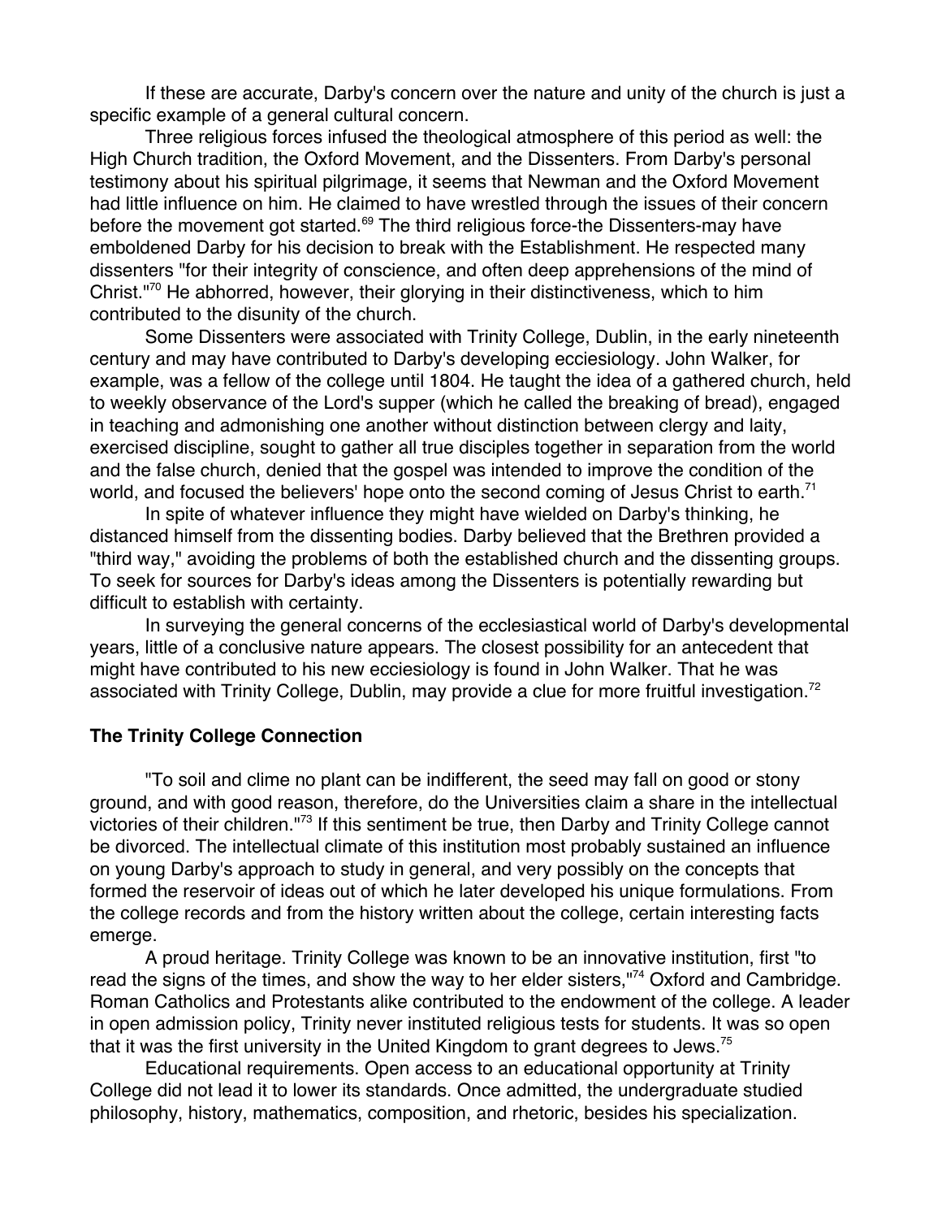If these are accurate, Darby's concern over the nature and unity of the church is just a specific example of a general cultural concern.

Three religious forces infused the theological atmosphere of this period as well: the High Church tradition, the Oxford Movement, and the Dissenters. From Darby's personal testimony about his spiritual pilgrimage, it seems that Newman and the Oxford Movement had little influence on him. He claimed to have wrestled through the issues of their concern before the movement got started.[69] The third religious force-the Dissenters-may have emboldened Darby for his decision to break with the Establishment. He respected many dissenters "for their integrity of conscience, and often deep apprehensions of the mind of Christ."[70] He abhorred, however, their glorying in their distinctiveness, which to him contributed to the disunity of the church.

Some Dissenters were associated with Trinity College, Dublin, in the early nineteenth century and may have contributed to Darby's developing ecciesiology. John Walker, for example, was a fellow of the college until 1804. He taught the idea of a gathered church, held to weekly observance of the Lord's supper (which he called the breaking of bread), engaged in teaching and admonishing one another without distinction between clergy and laity, exercised discipline, sought to gather all true disciples together in separation from the world and the false church, denied that the gospel was intended to improve the condition of the world, and focused the believers' hope onto the second coming of Jesus Christ to earth.[71]

In spite of whatever influence they might have wielded on Darby's thinking, he distanced himself from the dissenting bodies. Darby believed that the Brethren provided a "third way," avoiding the problems of both the established church and the dissenting groups. To seek for sources for Darby's ideas among the Dissenters is potentially rewarding but difficult to establish with certainty.

In surveying the general concerns of the ecclesiastical world of Darby's developmental years, little of a conclusive nature appears. The closest possibility for an antecedent that might have contributed to his new ecciesiology is found in John Walker. That he was associated with Trinity College, Dublin, may provide a clue for more fruitful investigation.[72]

## The Trinity College Connection

"To soil and clime no plant can be indifferent, the seed may fall on good or stony ground, and with good reason, therefore, do the Universities claim a share in the intellectual victories of their children."[73] If this sentiment be true, then Darby and Trinity College cannot be divorced. The intellectual climate of this institution most probably sustained an influence on young Darby's approach to study in general, and very possibly on the concepts that formed the reservoir of ideas out of which he later developed his unique formulations. From the college records and from the history written about the college, certain interesting facts emerge.

A proud heritage. Trinity College was known to be an innovative institution, first "to read the signs of the times, and show the way to her elder sisters,"[74] Oxford and Cambridge. Roman Catholics and Protestants alike contributed to the endowment of the college. A leader in open admission policy, Trinity never instituted religious tests for students. It was so open that it was the first university in the United Kingdom to grant degrees to Jews.[75]

Educational requirements. Open access to an educational opportunity at Trinity College did not lead it to lower its standards. Once admitted, the undergraduate studied philosophy, history, mathematics, composition, and rhetoric, besides his specialization.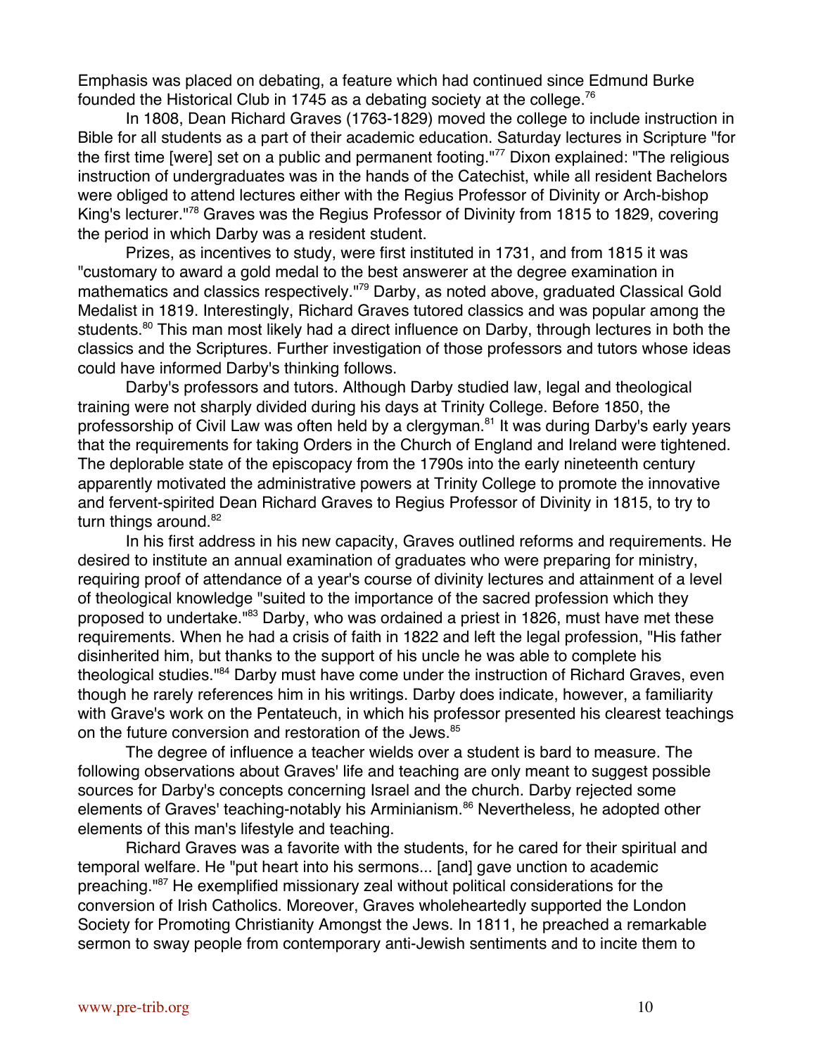Emphasis was placed on debating, a feature which had continued since Edmund Burke founded the Historical Club in 1745 as a debating society at the college.[76]

In 1808, Dean Richard Graves (1763-1829) moved the college to include instruction in Bible for all students as a part of their academic education. Saturday lectures in Scripture "for the first time [were] set on a public and permanent footing."[77] Dixon explained: "The religious instruction of undergraduates was in the hands of the Catechist, while all resident Bachelors were obliged to attend lectures either with the Regius Professor of Divinity or Arch-bishop King's lecturer."[78] Graves was the Regius Professor of Divinity from 1815 to 1829, covering the period in which Darby was a resident student.

Prizes, as incentives to study, were first instituted in 1731, and from 1815 it was "customary to award a gold medal to the best answerer at the degree examination in mathematics and classics respectively."[79] Darby, as noted above, graduated Classical Gold Medalist in 1819. Interestingly, Richard Graves tutored classics and was popular among the students.[80] This man most likely had a direct influence on Darby, through lectures in both the classics and the Scriptures. Further investigation of those professors and tutors whose ideas could have informed Darby's thinking follows.

Darby's professors and tutors. Although Darby studied law, legal and theological training were not sharply divided during his days at Trinity College. Before 1850, the professorship of Civil Law was often held by a clergyman.[81] It was during Darby's early years that the requirements for taking Orders in the Church of England and Ireland were tightened. The deplorable state of the episcopacy from the 1790s into the early nineteenth century apparently motivated the administrative powers at Trinity College to promote the innovative and fervent-spirited Dean Richard Graves to Regius Professor of Divinity in 1815, to try to turn things around.[82]

In his first address in his new capacity, Graves outlined reforms and requirements. He desired to institute an annual examination of graduates who were preparing for ministry, requiring proof of attendance of a year's course of divinity lectures and attainment of a level of theological knowledge "suited to the importance of the sacred profession which they proposed to undertake."[83] Darby, who was ordained a priest in 1826, must have met these requirements. When he had a crisis of faith in 1822 and left the legal profession, "His father disinherited him, but thanks to the support of his uncle he was able to complete his theological studies."[84] Darby must have come under the instruction of Richard Graves, even though he rarely references him in his writings. Darby does indicate, however, a familiarity with Grave's work on the Pentateuch, in which his professor presented his clearest teachings on the future conversion and restoration of the Jews.[85]

The degree of influence a teacher wields over a student is bard to measure. The following observations about Graves' life and teaching are only meant to suggest possible sources for Darby's concepts concerning Israel and the church. Darby rejected some elements of Graves' teaching-notably his Arminianism.[86] Nevertheless, he adopted other elements of this man's lifestyle and teaching.

Richard Graves was a favorite with the students, for he cared for their spiritual and temporal welfare. He "put heart into his sermons... [and] gave unction to academic preaching."[87] He exemplified missionary zeal without political considerations for the conversion of Irish Catholics. Moreover, Graves wholeheartedly supported the London Society for Promoting Christianity Amongst the Jews. In 1811, he preached a remarkable sermon to sway people from contemporary anti-Jewish sentiments and to incite them to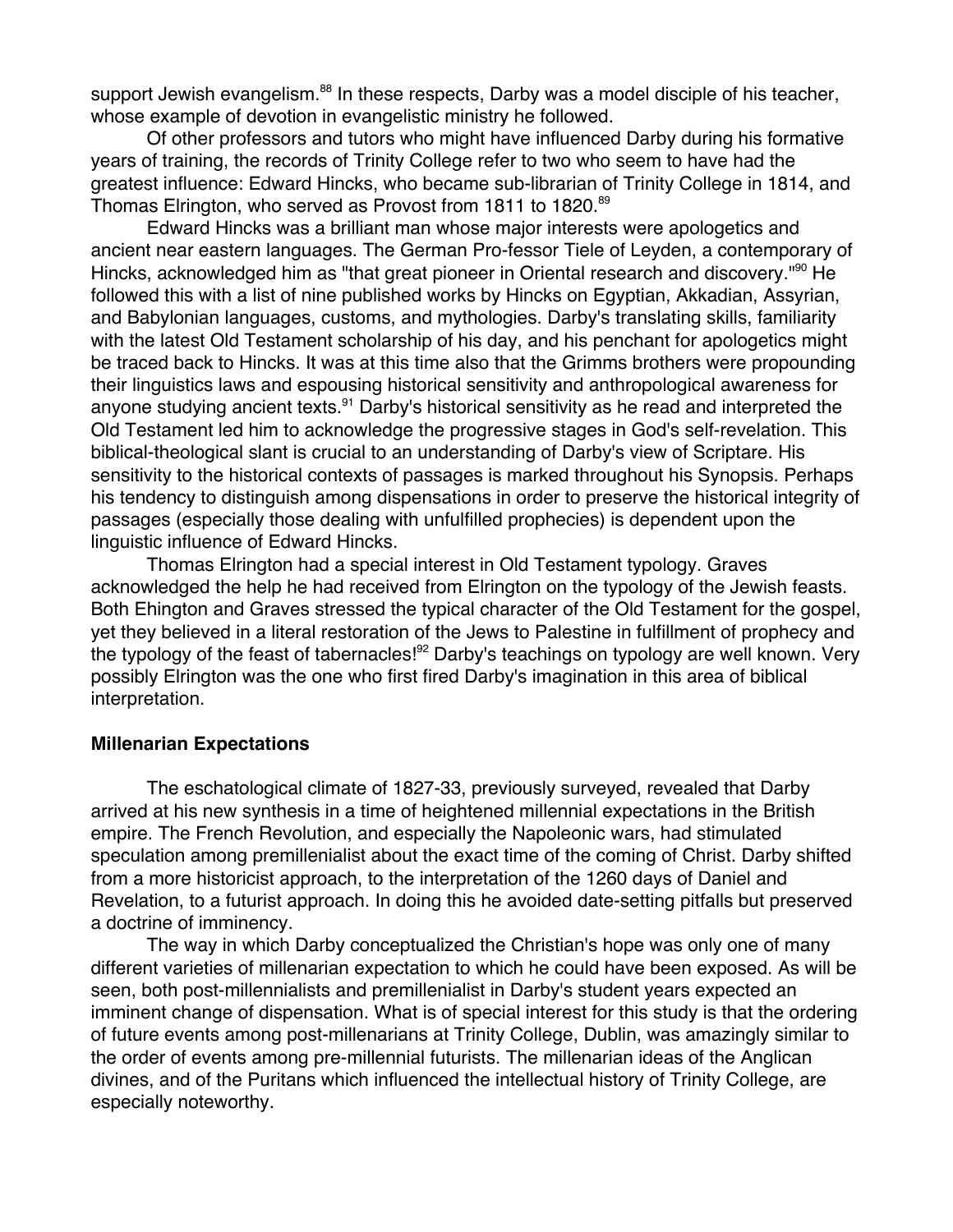support Jewish evangelism.[88] In these respects, Darby was a model disciple of his teacher, whose example of devotion in evangelistic ministry he followed.

Of other professors and tutors who might have influenced Darby during his formative years of training, the records of Trinity College refer to two who seem to have had the greatest influence: Edward Hincks, who became sub-librarian of Trinity College in 1814, and Thomas Elrington, who served as Provost from 1811 to 1820.[89]

Edward Hincks was a brilliant man whose major interests were apologetics and ancient near eastern languages. The German Pro-fessor Tiele of Leyden, a contemporary of Hincks, acknowledged him as "that great pioneer in Oriental research and discovery."[90] He followed this with a list of nine published works by Hincks on Egyptian, Akkadian, Assyrian, and Babylonian languages, customs, and mythologies. Darby's translating skills, familiarity with the latest Old Testament scholarship of his day, and his penchant for apologetics might be traced back to Hincks. It was at this time also that the Grimms brothers were propounding their linguistics laws and espousing historical sensitivity and anthropological awareness for anyone studying ancient texts.[91] Darby's historical sensitivity as he read and interpreted the Old Testament led him to acknowledge the progressive stages in God's self-revelation. This biblical-theological slant is crucial to an understanding of Darby's view of Scriptare. His sensitivity to the historical contexts of passages is marked throughout his Synopsis. Perhaps his tendency to distinguish among dispensations in order to preserve the historical integrity of passages (especially those dealing with unfulfilled prophecies) is dependent upon the linguistic influence of Edward Hincks.

Thomas Elrington had a special interest in Old Testament typology. Graves acknowledged the help he had received from Elrington on the typology of the Jewish feasts. Both Ehington and Graves stressed the typical character of the Old Testament for the gospel, yet they believed in a literal restoration of the Jews to Palestine in fulfillment of prophecy and the typology of the feast of tabernacles![92] Darby's teachings on typology are well known. Very possibly Elrington was the one who first fired Darby's imagination in this area of biblical interpretation.

### Millenarian Expectations

The eschatological climate of 1827-33, previously surveyed, revealed that Darby arrived at his new synthesis in a time of heightened millennial expectations in the British empire. The French Revolution, and especially the Napoleonic wars, had stimulated speculation among premillenialist about the exact time of the coming of Christ. Darby shifted from a more historicist approach, to the interpretation of the 1260 days of Daniel and Revelation, to a futurist approach. In doing this he avoided date-setting pitfalls but preserved a doctrine of imminency.

The way in which Darby conceptualized the Christian's hope was only one of many different varieties of millenarian expectation to which he could have been exposed. As will be seen, both post-millennialists and premillenialist in Darby's student years expected an imminent change of dispensation. What is of special interest for this study is that the ordering of future events among post-millenarians at Trinity College, Dublin, was amazingly similar to the order of events among pre-millennial futurists. The millenarian ideas of the Anglican divines, and of the Puritans which influenced the intellectual history of Trinity College, are especially noteworthy.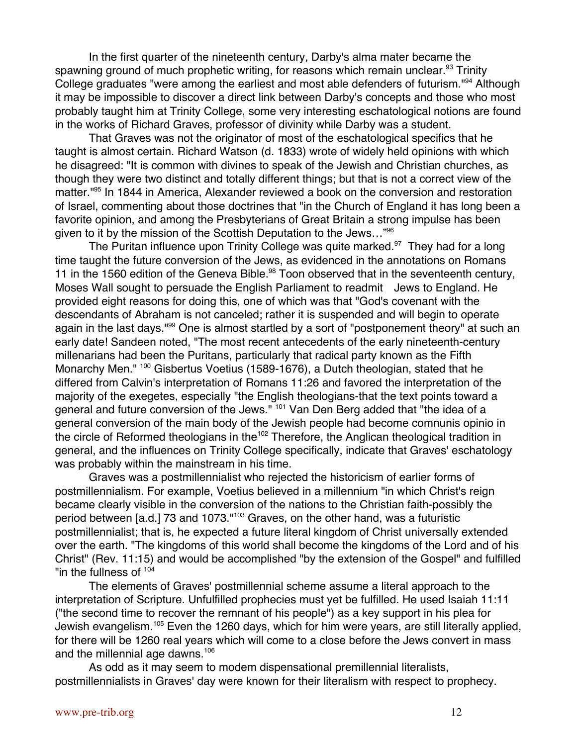In the first quarter of the nineteenth century, Darby's alma mater became the spawning ground of much prophetic writing, for reasons which remain unclear.[93] Trinity College graduates "were among the earliest and most able defenders of futurism."[94] Although it may be impossible to discover a direct link between Darby's concepts and those who most probably taught him at Trinity College, some very interesting eschatological notions are found in the works of Richard Graves, professor of divinity while Darby was a student.

That Graves was not the originator of most of the eschatological specifics that he taught is almost certain. Richard Watson (d. 1833) wrote of widely held opinions with which he disagreed: "It is common with divines to speak of the Jewish and Christian churches, as though they were two distinct and totally different things; but that is not a correct view of the matter."[95] In 1844 in America, Alexander reviewed a book on the conversion and restoration of Israel, commenting about those doctrines that "in the Church of England it has long been a favorite opinion, and among the Presbyterians of Great Britain a strong impulse has been given to it by the mission of the Scottish Deputation to the Jews…"[96]

The Puritan influence upon Trinity College was quite marked.[97] They had for a long time taught the future conversion of the Jews, as evidenced in the annotations on Romans 11 in the 1560 edition of the Geneva Bible.[98] Toon observed that in the seventeenth century, Moses Wall sought to persuade the English Parliament to readmit Jews to England. He provided eight reasons for doing this, one of which was that "God's covenant with the descendants of Abraham is not canceled; rather it is suspended and will begin to operate again in the last days."[99] One is almost startled by a sort of "postponement theory" at such an early date! Sandeen noted, "The most recent antecedents of the early nineteenth-century millenarians had been the Puritans, particularly that radical party known as the Fifth Monarchy Men." [100] Gisbertus Voetius (1589-1676), a Dutch theologian, stated that he differed from Calvin's interpretation of Romans 11:26 and favored the interpretation of the majority of the exegetes, especially "the English theologians-that the text points toward a general and future conversion of the Jews." [101] Van Den Berg added that "the idea of a general conversion of the main body of the Jewish people had become comnunis opinio in the circle of Reformed theologians in the[102] Therefore, the Anglican theological tradition in general, and the influences on Trinity College specifically, indicate that Graves' eschatology was probably within the mainstream in his time.

Graves was a postmillennialist who rejected the historicism of earlier forms of postmillennialism. For example, Voetius believed in a millennium "in which Christ's reign became clearly visible in the conversion of the nations to the Christian faith-possibly the period between [a.d.] 73 and 1073."[103] Graves, on the other hand, was a futuristic postmillennialist; that is, he expected a future literal kingdom of Christ universally extended over the earth. "The kingdoms of this world shall become the kingdoms of the Lord and of his Christ" (Rev. 11:15) and would be accomplished "by the extension of the Gospel" and fulfilled "in the fullness of [104]

The elements of Graves' postmillennial scheme assume a literal approach to the interpretation of Scripture. Unfulfilled prophecies must yet be fulfilled. He used Isaiah 11:11 ("the second time to recover the remnant of his people") as a key support in his plea for Jewish evangelism.[105] Even the 1260 days, which for him were years, are still literally applied, for there will be 1260 real years which will come to a close before the Jews convert in mass and the millennial age dawns.[106]

As odd as it may seem to modem dispensational premillennial literalists, postmillennialists in Graves' day were known for their literalism with respect to prophecy.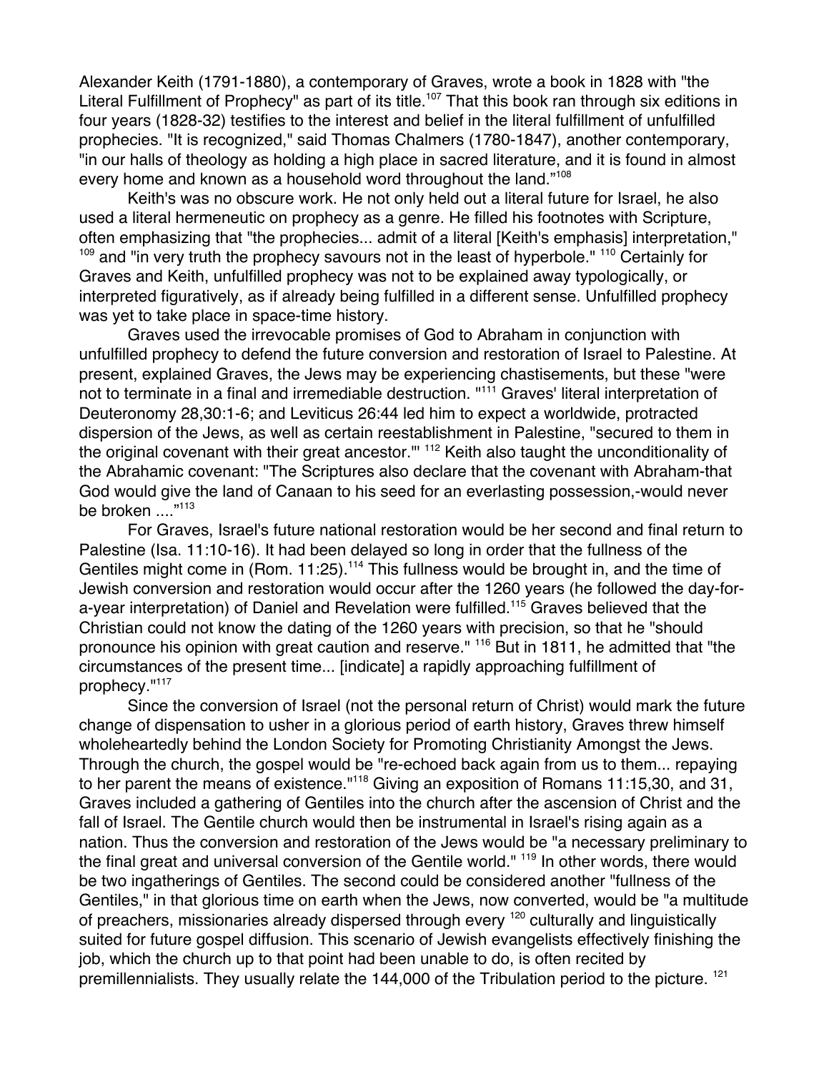Alexander Keith (1791-1880), a contemporary of Graves, wrote a book in 1828 with "the Literal Fulfillment of Prophecy" as part of its title.[107] That this book ran through six editions in four years (1828-32) testifies to the interest and belief in the literal fulfillment of unfulfilled prophecies. "It is recognized," said Thomas Chalmers (1780-1847), another contemporary, "in our halls of theology as holding a high place in sacred literature, and it is found in almost every home and known as a household word throughout the land."[108]

Keith's was no obscure work. He not only held out a literal future for Israel, he also used a literal hermeneutic on prophecy as a genre. He filled his footnotes with Scripture, often emphasizing that "the prophecies... admit of a literal [Keith's emphasis] interpretation,"[109] and "in very truth the prophecy savours not in the least of hyperbole."[110] Certainly for Graves and Keith, unfulfilled prophecy was not to be explained away typologically, or interpreted figuratively, as if already being fulfilled in a different sense. Unfulfilled prophecy was yet to take place in space-time history.

Graves used the irrevocable promises of God to Abraham in conjunction with unfulfilled prophecy to defend the future conversion and restoration of Israel to Palestine. At present, explained Graves, the Jews may be experiencing chastisements, but these "were not to terminate in a final and irremediable destruction."[111] Graves' literal interpretation of Deuteronomy 28,30:1-6; and Leviticus 26:44 led him to expect a worldwide, protracted dispersion of the Jews, as well as certain reestablishment in Palestine, "secured to them in the original covenant with their great ancestor."'[112] Keith also taught the unconditionality of the Abrahamic covenant: "The Scriptures also declare that the covenant with Abraham-that God would give the land of Canaan to his seed for an everlasting possession,-would never be broken ...."[113]

For Graves, Israel's future national restoration would be her second and final return to Palestine (Isa. 11:10-16). It had been delayed so long in order that the fullness of the Gentiles might come in (Rom. 11:25).[114] This fullness would be brought in, and the time of Jewish conversion and restoration would occur after the 1260 years (he followed the day-for-a-year interpretation) of Daniel and Revelation were fulfilled.[115] Graves believed that the Christian could not know the dating of the 1260 years with precision, so that he "should pronounce his opinion with great caution and reserve."[116] But in 1811, he admitted that "the circumstances of the present time... [indicate] a rapidly approaching fulfillment of prophecy."[117]

Since the conversion of Israel (not the personal return of Christ) would mark the future change of dispensation to usher in a glorious period of earth history, Graves threw himself wholeheartedly behind the London Society for Promoting Christianity Amongst the Jews. Through the church, the gospel would be "re-echoed back again from us to them... repaying to her parent the means of existence."[118] Giving an exposition of Romans 11:15,30, and 31, Graves included a gathering of Gentiles into the church after the ascension of Christ and the fall of Israel. The Gentile church would then be instrumental in Israel's rising again as a nation. Thus the conversion and restoration of the Jews would be "a necessary preliminary to the final great and universal conversion of the Gentile world."[119] In other words, there would be two ingatherings of Gentiles. The second could be considered another "fullness of the Gentiles," in that glorious time on earth when the Jews, now converted, would be "a multitude of preachers, missionaries already dispersed through every[120] culturally and linguistically suited for future gospel diffusion. This scenario of Jewish evangelists effectively finishing the job, which the church up to that point had been unable to do, is often recited by premillennialists. They usually relate the 144,000 of the Tribulation period to the picture.[121]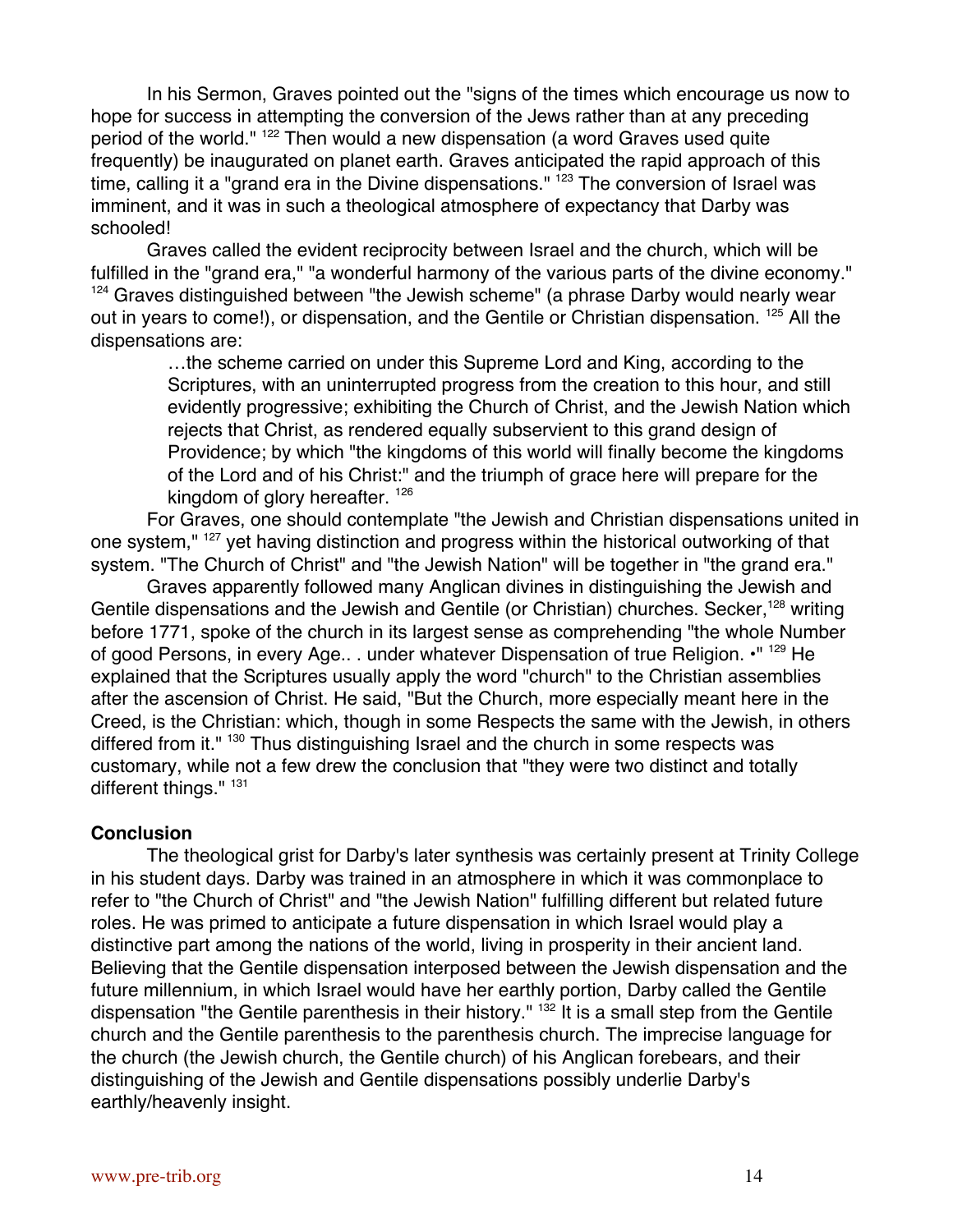In his Sermon, Graves pointed out the "signs of the times which encourage us now to hope for success in attempting the conversion of the Jews rather than at any preceding period of the world." [122] Then would a new dispensation (a word Graves used quite frequently) be inaugurated on planet earth. Graves anticipated the rapid approach of this time, calling it a "grand era in the Divine dispensations." [123] The conversion of Israel was imminent, and it was in such a theological atmosphere of expectancy that Darby was schooled!

Graves called the evident reciprocity between Israel and the church, which will be fulfilled in the "grand era," "a wonderful harmony of the various parts of the divine economy." [124] Graves distinguished between "the Jewish scheme" (a phrase Darby would nearly wear out in years to come!), or dispensation, and the Gentile or Christian dispensation. [125] All the dispensations are:

> …the scheme carried on under this Supreme Lord and King, according to the Scriptures, with an uninterrupted progress from the creation to this hour, and still evidently progressive; exhibiting the Church of Christ, and the Jewish Nation which rejects that Christ, as rendered equally subservient to this grand design of Providence; by which "the kingdoms of this world will finally become the kingdoms of the Lord and of his Christ:" and the triumph of grace here will prepare for the kingdom of glory hereafter. [126]

For Graves, one should contemplate "the Jewish and Christian dispensations united in one system," [127] yet having distinction and progress within the historical outworking of that system. "The Church of Christ" and "the Jewish Nation" will be together in "the grand era."

Graves apparently followed many Anglican divines in distinguishing the Jewish and Gentile dispensations and the Jewish and Gentile (or Christian) churches. Secker,[128] writing before 1771, spoke of the church in its largest sense as comprehending "the whole Number of good Persons, in every Age.. . under whatever Dispensation of true Religion. •" [129] He explained that the Scriptures usually apply the word "church" to the Christian assemblies after the ascension of Christ. He said, "But the Church, more especially meant here in the Creed, is the Christian: which, though in some Respects the same with the Jewish, in others differed from it." [130] Thus distinguishing Israel and the church in some respects was customary, while not a few drew the conclusion that "they were two distinct and totally different things." [131]

### Conclusion

The theological grist for Darby's later synthesis was certainly present at Trinity College in his student days. Darby was trained in an atmosphere in which it was commonplace to refer to "the Church of Christ" and "the Jewish Nation" fulfilling different but related future roles. He was primed to anticipate a future dispensation in which Israel would play a distinctive part among the nations of the world, living in prosperity in their ancient land. Believing that the Gentile dispensation interposed between the Jewish dispensation and the future millennium, in which Israel would have her earthly portion, Darby called the Gentile dispensation "the Gentile parenthesis in their history." [132] It is a small step from the Gentile church and the Gentile parenthesis to the parenthesis church. The imprecise language for the church (the Jewish church, the Gentile church) of his Anglican forebears, and their distinguishing of the Jewish and Gentile dispensations possibly underlie Darby's earthly/heavenly insight.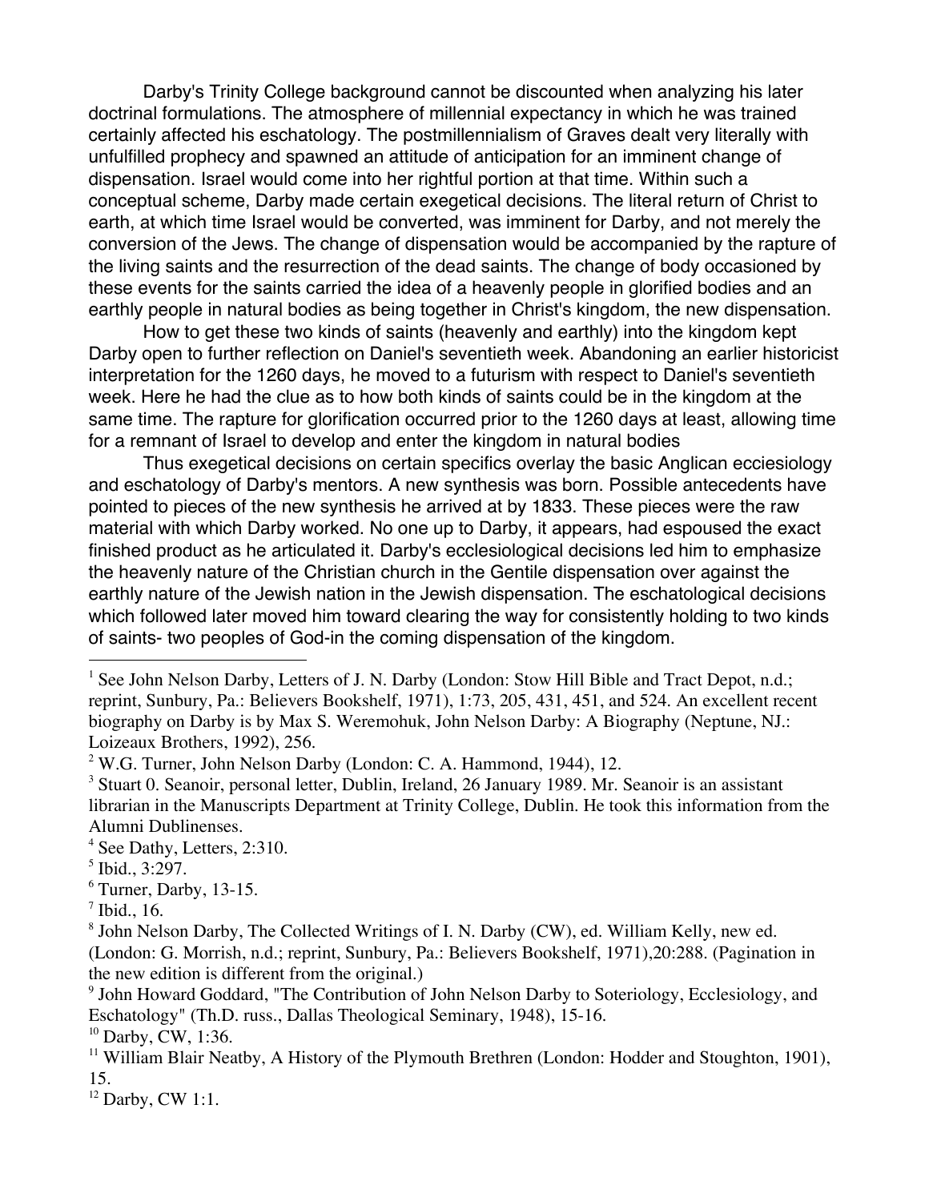Darby's Trinity College background cannot be discounted when analyzing his later doctrinal formulations. The atmosphere of millennial expectancy in which he was trained certainly affected his eschatology. The postmillennialism of Graves dealt very literally with unfulfilled prophecy and spawned an attitude of anticipation for an imminent change of dispensation. Israel would come into her rightful portion at that time. Within such a conceptual scheme, Darby made certain exegetical decisions. The literal return of Christ to earth, at which time Israel would be converted, was imminent for Darby, and not merely the conversion of the Jews. The change of dispensation would be accompanied by the rapture of the living saints and the resurrection of the dead saints. The change of body occasioned by these events for the saints carried the idea of a heavenly people in glorified bodies and an earthly people in natural bodies as being together in Christ's kingdom, the new dispensation.

How to get these two kinds of saints (heavenly and earthly) into the kingdom kept Darby open to further reflection on Daniel's seventieth week. Abandoning an earlier historicist interpretation for the 1260 days, he moved to a futurism with respect to Daniel's seventieth week. Here he had the clue as to how both kinds of saints could be in the kingdom at the same time. The rapture for glorification occurred prior to the 1260 days at least, allowing time for a remnant of Israel to develop and enter the kingdom in natural bodies

Thus exegetical decisions on certain specifics overlay the basic Anglican ecciesiology and eschatology of Darby's mentors. A new synthesis was born. Possible antecedents have pointed to pieces of the new synthesis he arrived at by 1833. These pieces were the raw material with which Darby worked. No one up to Darby, it appears, had espoused the exact finished product as he articulated it. Darby's ecclesiological decisions led him to emphasize the heavenly nature of the Christian church in the Gentile dispensation over against the earthly nature of the Jewish nation in the Jewish dispensation. The eschatological decisions which followed later moved him toward clearing the way for consistently holding to two kinds of saints- two peoples of God-in the coming dispensation of the kingdom.

---

[1] See John Nelson Darby, Letters of J. N. Darby (London: Stow Hill Bible and Tract Depot, n.d.; reprint, Sunbury, Pa.: Believers Bookshelf, 1971), 1:73, 205, 431, 451, and 524. An excellent recent biography on Darby is by Max S. Weremohuk, John Nelson Darby: A Biography (Neptune, NJ.: Loizeaux Brothers, 1992), 256.

[2] W.G. Turner, John Nelson Darby (London: C. A. Hammond, 1944), 12.

[3] Stuart 0. Seanoir, personal letter, Dublin, Ireland, 26 January 1989. Mr. Seanoir is an assistant librarian in the Manuscripts Department at Trinity College, Dublin. He took this information from the Alumni Dublinenses.

[4] See Dathy, Letters, 2:310.

[5] Ibid., 3:297.

[6] Turner, Darby, 13-15.

[7] Ibid., 16.

[8] John Nelson Darby, The Collected Writings of I. N. Darby (CW), ed. William Kelly, new ed. (London: G. Morrish, n.d.; reprint, Sunbury, Pa.: Believers Bookshelf, 1971),20:288. (Pagination in the new edition is different from the original.)

[9] John Howard Goddard, "The Contribution of John Nelson Darby to Soteriology, Ecclesiology, and Eschatology" (Th.D. russ., Dallas Theological Seminary, 1948), 15-16.

[10] Darby, CW, 1:36.

[11] William Blair Neatby, A History of the Plymouth Brethren (London: Hodder and Stoughton, 1901), 15.

[12] Darby, CW 1:1.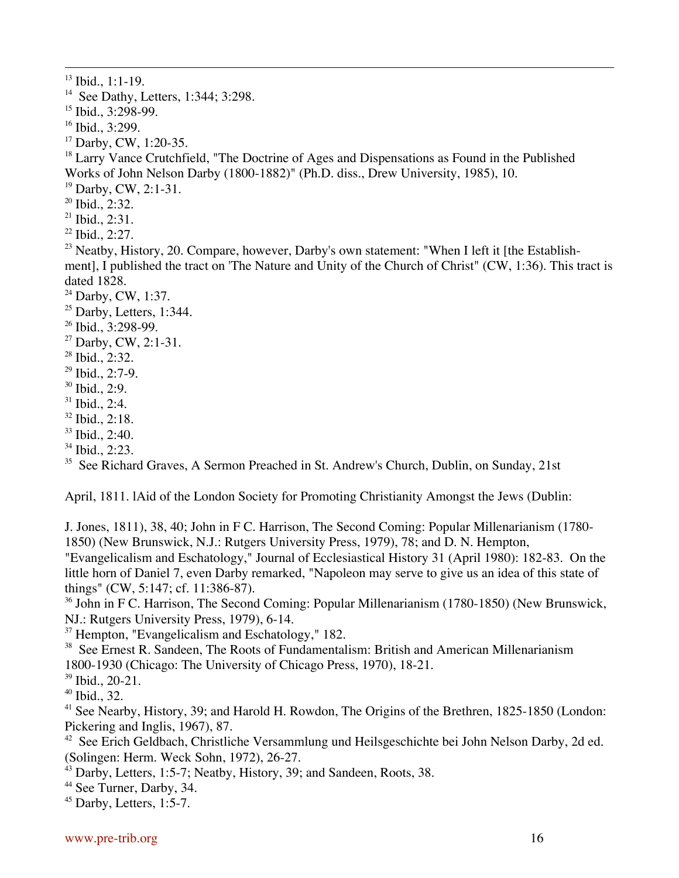[13] Ibid., 1:1-19.

[14] See Dathy, Letters, 1:344; 3:298.

[15] Ibid., 3:298-99.

[16] Ibid., 3:299.

[17] Darby, CW, 1:20-35.

[18] Larry Vance Crutchfield, "The Doctrine of Ages and Dispensations as Found in the Published Works of John Nelson Darby (1800-1882)" (Ph.D. diss., Drew University, 1985), 10.

[19] Darby, CW, 2:1-31.

[20] Ibid., 2:32.

[21] Ibid., 2:31.

[22] Ibid., 2:27.

[23] Neatby, History, 20. Compare, however, Darby's own statement: "When I left it [the Establishment], I published the tract on 'The Nature and Unity of the Church of Christ" (CW, 1:36). This tract is dated 1828.

[24] Darby, CW, 1:37.

[25] Darby, Letters, 1:344.

[26] Ibid., 3:298-99.

[27] Darby, CW, 2:1-31.

[28] Ibid., 2:32.

[29] Ibid., 2:7-9.

[30] Ibid., 2:9.

[31] Ibid., 2:4.

[32] Ibid., 2:18.

[33] Ibid., 2:40.

[34] Ibid., 2:23.

[35] See Richard Graves, A Sermon Preached in St. Andrew's Church, Dublin, on Sunday, 21st

April, 1811. lAid of the London Society for Promoting Christianity Amongst the Jews (Dublin:

J. Jones, 1811), 38, 40; John in F C. Harrison, The Second Coming: Popular Millenarianism (1780-1850) (New Brunswick, N.J.: Rutgers University Press, 1979), 78; and D. N. Hempton, "Evangelicalism and Eschatology," Journal of Ecclesiastical History 31 (April 1980): 182-83. On the little horn of Daniel 7, even Darby remarked, "Napoleon may serve to give us an idea of this state of things" (CW, 5:147; cf. 11:386-87).

[36] John in F C. Harrison, The Second Coming: Popular Millenarianism (1780-1850) (New Brunswick, NJ.: Rutgers University Press, 1979), 6-14.

[37] Hempton, "Evangelicalism and Eschatology," 182.

[38] See Ernest R. Sandeen, The Roots of Fundamentalism: British and American Millenarianism 1800-1930 (Chicago: The University of Chicago Press, 1970), 18-21.

[39] Ibid., 20-21.

[40] Ibid., 32.

[41] See Nearby, History, 39; and Harold H. Rowdon, The Origins of the Brethren, 1825-1850 (London: Pickering and Inglis, 1967), 87.

[42] See Erich Geldbach, Christliche Versammlung und Heilsgeschichte bei John Nelson Darby, 2d ed. (Solingen: Herm. Weck Sohn, 1972), 26-27.

[43] Darby, Letters, 1:5-7; Neatby, History, 39; and Sandeen, Roots, 38.

[44] See Turner, Darby, 34.

[45] Darby, Letters, 1:5-7.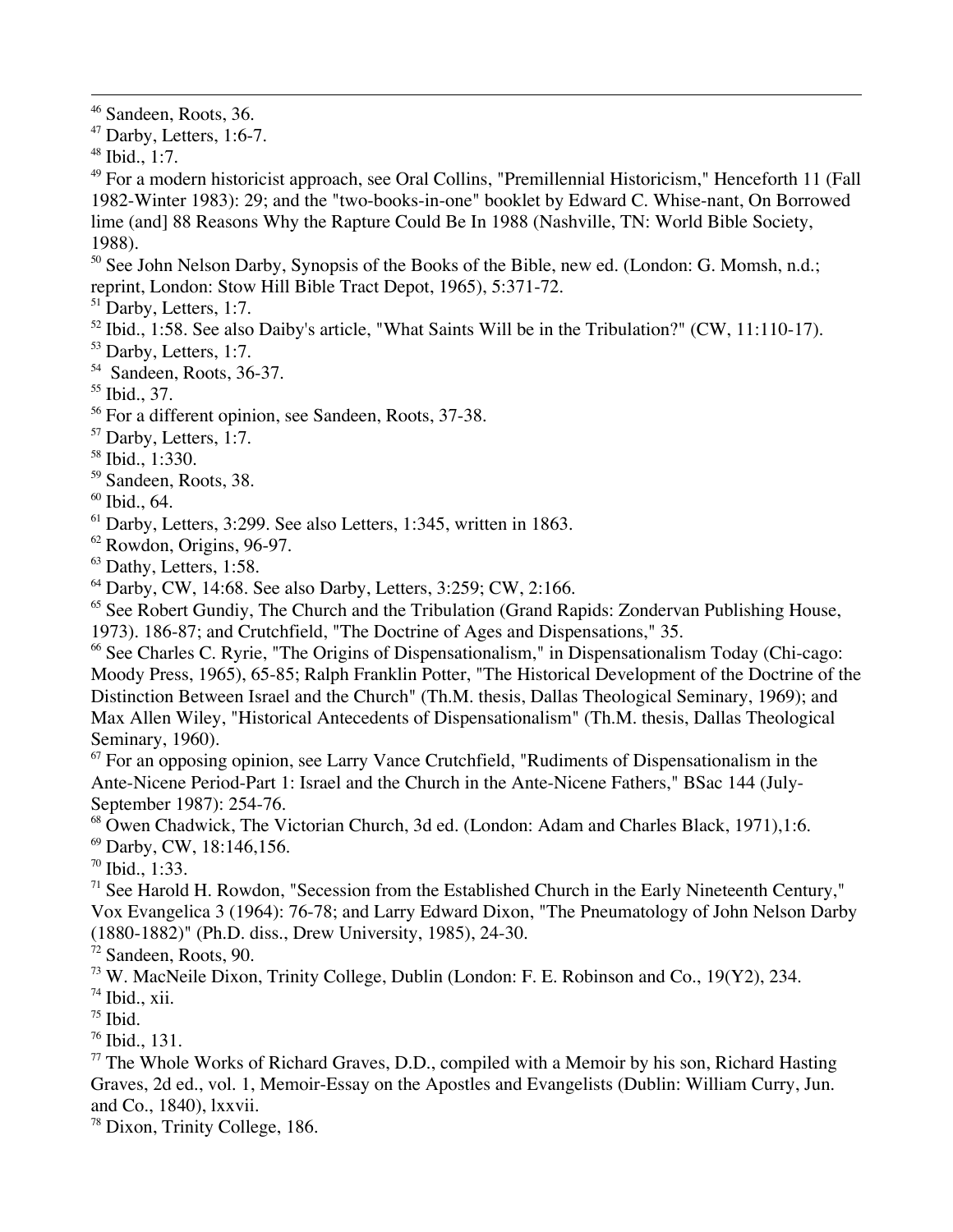[46] Sandeen, Roots, 36.

[47] Darby, Letters, 1:6-7.

[48] Ibid., 1:7.

[49] For a modern historicist approach, see Oral Collins, "Premillennial Historicism," Henceforth 11 (Fall 1982-Winter 1983): 29; and the "two-books-in-one" booklet by Edward C. Whise-nant, On Borrowed lime (and] 88 Reasons Why the Rapture Could Be In 1988 (Nashville, TN: World Bible Society, 1988).

[50] See John Nelson Darby, Synopsis of the Books of the Bible, new ed. (London: G. Momsh, n.d.; reprint, London: Stow Hill Bible Tract Depot, 1965), 5:371-72.

[51] Darby, Letters, 1:7.

[52] Ibid., 1:58. See also Daiby's article, "What Saints Will be in the Tribulation?" (CW, 11:110-17).

[53] Darby, Letters, 1:7.

[54] Sandeen, Roots, 36-37.

[55] Ibid., 37.

[56] For a different opinion, see Sandeen, Roots, 37-38.

[57] Darby, Letters, 1:7.

[58] Ibid., 1:330.

[59] Sandeen, Roots, 38.

[60] Ibid., 64.

[61] Darby, Letters, 3:299. See also Letters, 1:345, written in 1863.

[62] Rowdon, Origins, 96-97.

[63] Dathy, Letters, 1:58.

[64] Darby, CW, 14:68. See also Darby, Letters, 3:259; CW, 2:166.

[65] See Robert Gundiy, The Church and the Tribulation (Grand Rapids: Zondervan Publishing House, 1973). 186-87; and Crutchfield, "The Doctrine of Ages and Dispensations," 35.

[66] See Charles C. Ryrie, "The Origins of Dispensationalism," in Dispensationalism Today (Chi-cago: Moody Press, 1965), 65-85; Ralph Franklin Potter, "The Historical Development of the Doctrine of the Distinction Between Israel and the Church" (Th.M. thesis, Dallas Theological Seminary, 1969); and Max Allen Wiley, "Historical Antecedents of Dispensationalism" (Th.M. thesis, Dallas Theological Seminary, 1960).

[67] For an opposing opinion, see Larry Vance Crutchfield, "Rudiments of Dispensationalism in the Ante-Nicene Period-Part 1: Israel and the Church in the Ante-Nicene Fathers," BSac 144 (July-September 1987): 254-76.

[68] Owen Chadwick, The Victorian Church, 3d ed. (London: Adam and Charles Black, 1971),1:6.

[69] Darby, CW, 18:146,156.

[70] Ibid., 1:33.

[71] See Harold H. Rowdon, "Secession from the Established Church in the Early Nineteenth Century," Vox Evangelica 3 (1964): 76-78; and Larry Edward Dixon, "The Pneumatology of John Nelson Darby (1880-1882)" (Ph.D. diss., Drew University, 1985), 24-30.

[72] Sandeen, Roots, 90.

[73] W. MacNeile Dixon, Trinity College, Dublin (London: F. E. Robinson and Co., 19(Y2), 234.

[74] Ibid., xii.

[75] Ibid.

[76] Ibid., 131.

[77] The Whole Works of Richard Graves, D.D., compiled with a Memoir by his son, Richard Hasting Graves, 2d ed., vol. 1, Memoir-Essay on the Apostles and Evangelists (Dublin: William Curry, Jun. and Co., 1840), lxxvii.

[78] Dixon, Trinity College, 186.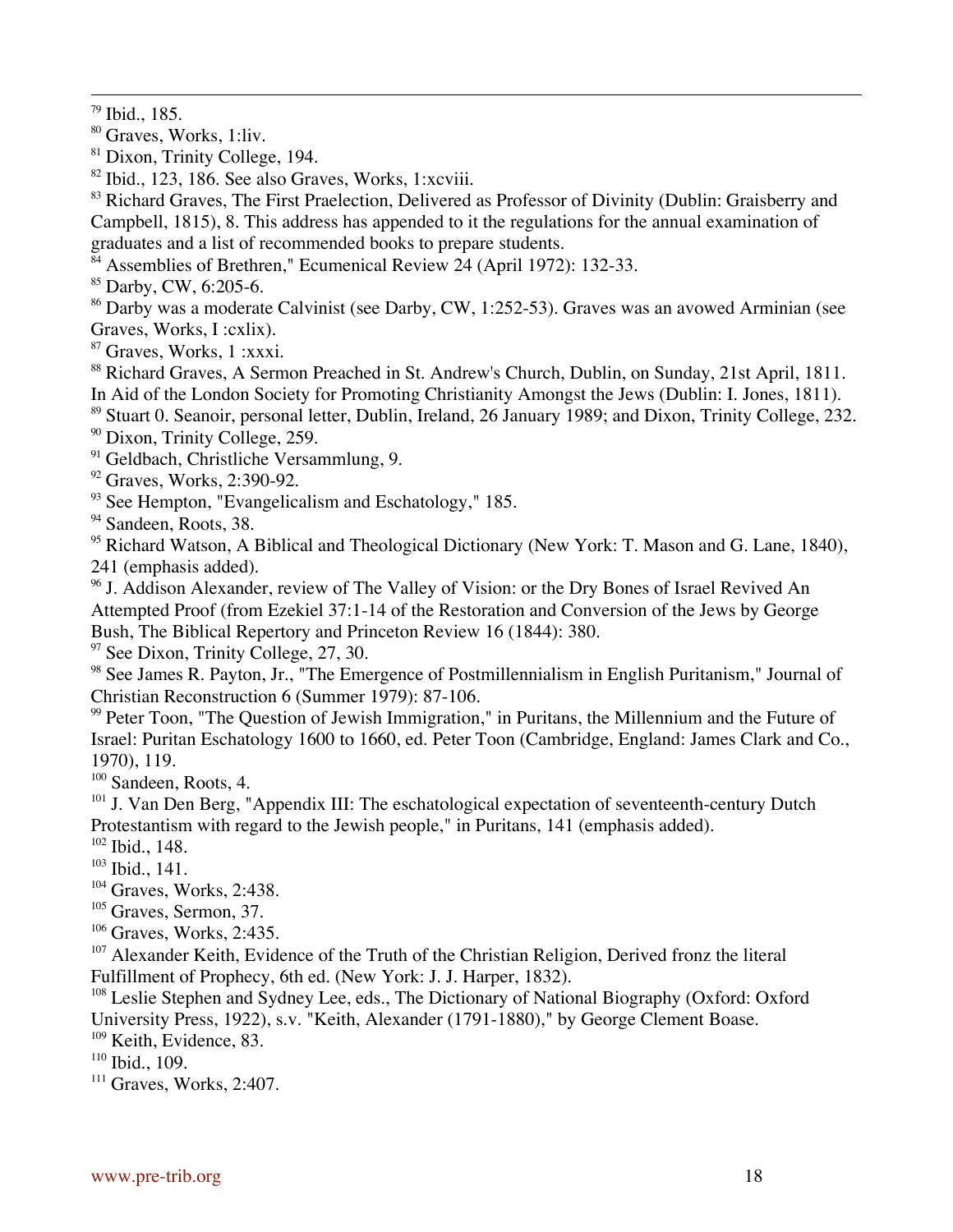[79] Ibid., 185.

[80] Graves, Works, 1:liv.

[81] Dixon, Trinity College, 194.

[82] Ibid., 123, 186. See also Graves, Works, 1:xcviii.

[83] Richard Graves, The First Praelection, Delivered as Professor of Divinity (Dublin: Graisberry and Campbell, 1815), 8. This address has appended to it the regulations for the annual examination of graduates and a list of recommended books to prepare students.

[84] Assemblies of Brethren," Ecumenical Review 24 (April 1972): 132-33.

[85] Darby, CW, 6:205-6.

[86] Darby was a moderate Calvinist (see Darby, CW, 1:252-53). Graves was an avowed Arminian (see Graves, Works, I :cxlix).

[87] Graves, Works, 1 :xxxi.

[88] Richard Graves, A Sermon Preached in St. Andrew's Church, Dublin, on Sunday, 21st April, 1811. In Aid of the London Society for Promoting Christianity Amongst the Jews (Dublin: I. Jones, 1811).

[89] Stuart 0. Seanoir, personal letter, Dublin, Ireland, 26 January 1989; and Dixon, Trinity College, 232.

[90] Dixon, Trinity College, 259.

[91] Geldbach, Christliche Versammlung, 9.

[92] Graves, Works, 2:390-92.

[93] See Hempton, "Evangelicalism and Eschatology," 185.

[94] Sandeen, Roots, 38.

[95] Richard Watson, A Biblical and Theological Dictionary (New York: T. Mason and G. Lane, 1840), 241 (emphasis added).

[96] J. Addison Alexander, review of The Valley of Vision: or the Dry Bones of Israel Revived An Attempted Proof (from Ezekiel 37:1-14 of the Restoration and Conversion of the Jews by George Bush, The Biblical Repertory and Princeton Review 16 (1844): 380.

[97] See Dixon, Trinity College, 27, 30.

[98] See James R. Payton, Jr., "The Emergence of Postmillennialism in English Puritanism," Journal of Christian Reconstruction 6 (Summer 1979): 87-106.

[99] Peter Toon, "The Question of Jewish Immigration," in Puritans, the Millennium and the Future of Israel: Puritan Eschatology 1600 to 1660, ed. Peter Toon (Cambridge, England: James Clark and Co., 1970), 119.

[100] Sandeen, Roots, 4.

[101] J. Van Den Berg, "Appendix III: The eschatological expectation of seventeenth-century Dutch Protestantism with regard to the Jewish people," in Puritans, 141 (emphasis added).

[102] Ibid., 148.

[103] Ibid., 141.

[104] Graves, Works, 2:438.

[105] Graves, Sermon, 37.

[106] Graves, Works, 2:435.

[107] Alexander Keith, Evidence of the Truth of the Christian Religion, Derived fronz the literal Fulfillment of Prophecy, 6th ed. (New York: J. J. Harper, 1832).

[108] Leslie Stephen and Sydney Lee, eds., The Dictionary of National Biography (Oxford: Oxford University Press, 1922), s.v. "Keith, Alexander (1791-1880)," by George Clement Boase.

[109] Keith, Evidence, 83.

[110] Ibid., 109.

[111] Graves, Works, 2:407.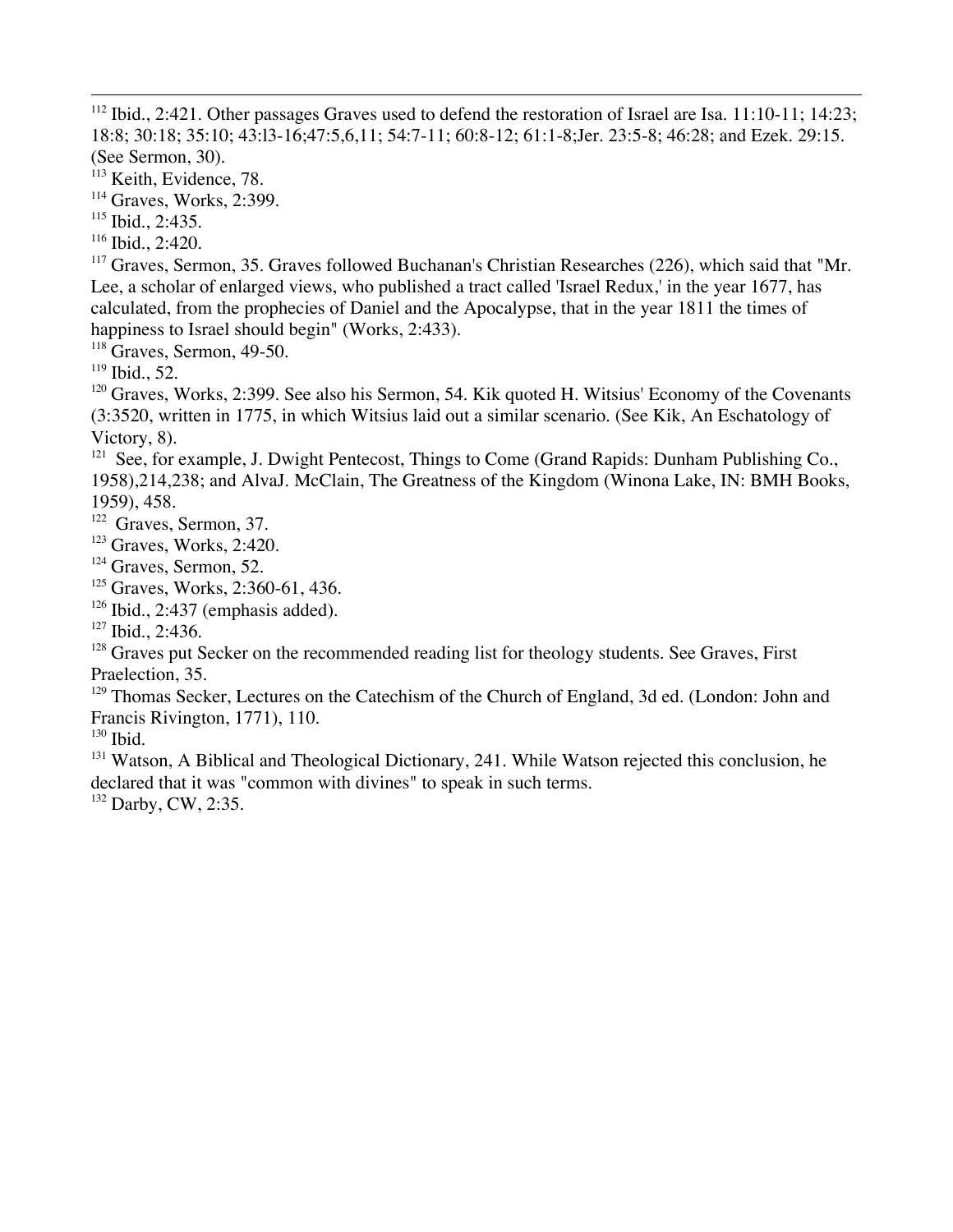[112] Ibid., 2:421. Other passages Graves used to defend the restoration of Israel are Isa. 11:10-11; 14:23; 18:8; 30:18; 35:10; 43:l3-16;47:5,6,11; 54:7-11; 60:8-12; 61:1-8;Jer. 23:5-8; 46:28; and Ezek. 29:15. (See Sermon, 30).

[113] Keith, Evidence, 78.

[114] Graves, Works, 2:399.

[115] Ibid., 2:435.

[116] Ibid., 2:420.

[117] Graves, Sermon, 35. Graves followed Buchanan's Christian Researches (226), which said that "Mr. Lee, a scholar of enlarged views, who published a tract called 'Israel Redux,' in the year 1677, has calculated, from the prophecies of Daniel and the Apocalypse, that in the year 1811 the times of happiness to Israel should begin" (Works, 2:433).

[118] Graves, Sermon, 49-50.

[119] Ibid., 52.

[120] Graves, Works, 2:399. See also his Sermon, 54. Kik quoted H. Witsius' Economy of the Covenants (3:3520, written in 1775, in which Witsius laid out a similar scenario. (See Kik, An Eschatology of Victory, 8).

[121] See, for example, J. Dwight Pentecost, Things to Come (Grand Rapids: Dunham Publishing Co., 1958),214,238; and AlvaJ. McClain, The Greatness of the Kingdom (Winona Lake, IN: BMH Books, 1959), 458.

[122] Graves, Sermon, 37.

[123] Graves, Works, 2:420.

[124] Graves, Sermon, 52.

[125] Graves, Works, 2:360-61, 436.

[126] Ibid., 2:437 (emphasis added).

[127] Ibid., 2:436.

[128] Graves put Secker on the recommended reading list for theology students. See Graves, First Praelection, 35.

[129] Thomas Secker, Lectures on the Catechism of the Church of England, 3d ed. (London: John and Francis Rivington, 1771), 110.

[130] Ibid.

[131] Watson, A Biblical and Theological Dictionary, 241. While Watson rejected this conclusion, he declared that it was "common with divines" to speak in such terms.

[132] Darby, CW, 2:35.